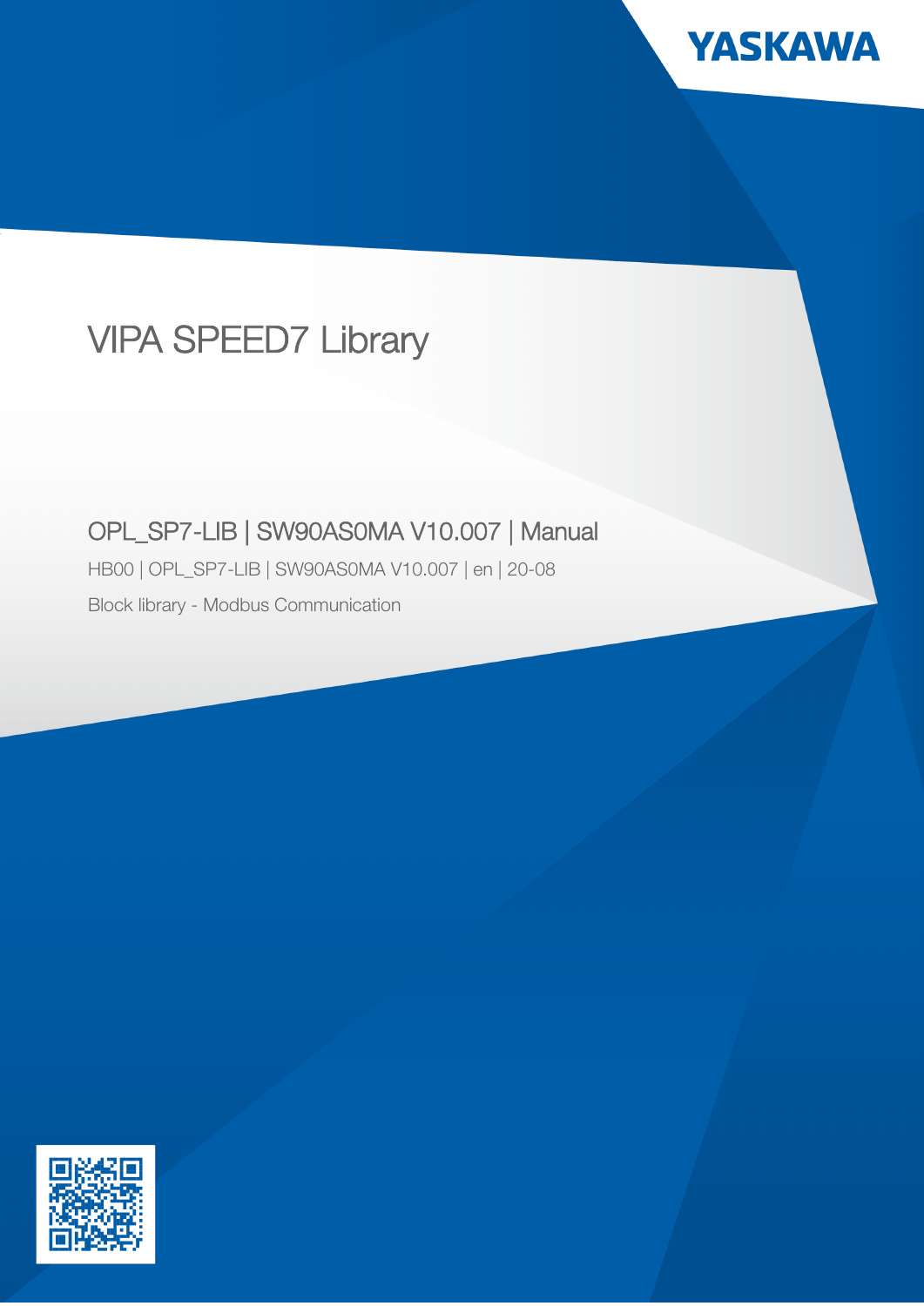YASKAWA

# VIPA SPEED7 Library

## OPL_SP7-LIB | SW90AS0MA V10.007 | Manual

HB00 | OPL_SP7-LIB | SW90AS0MA V10.007 | en | 20-08

Block library - Modbus Communication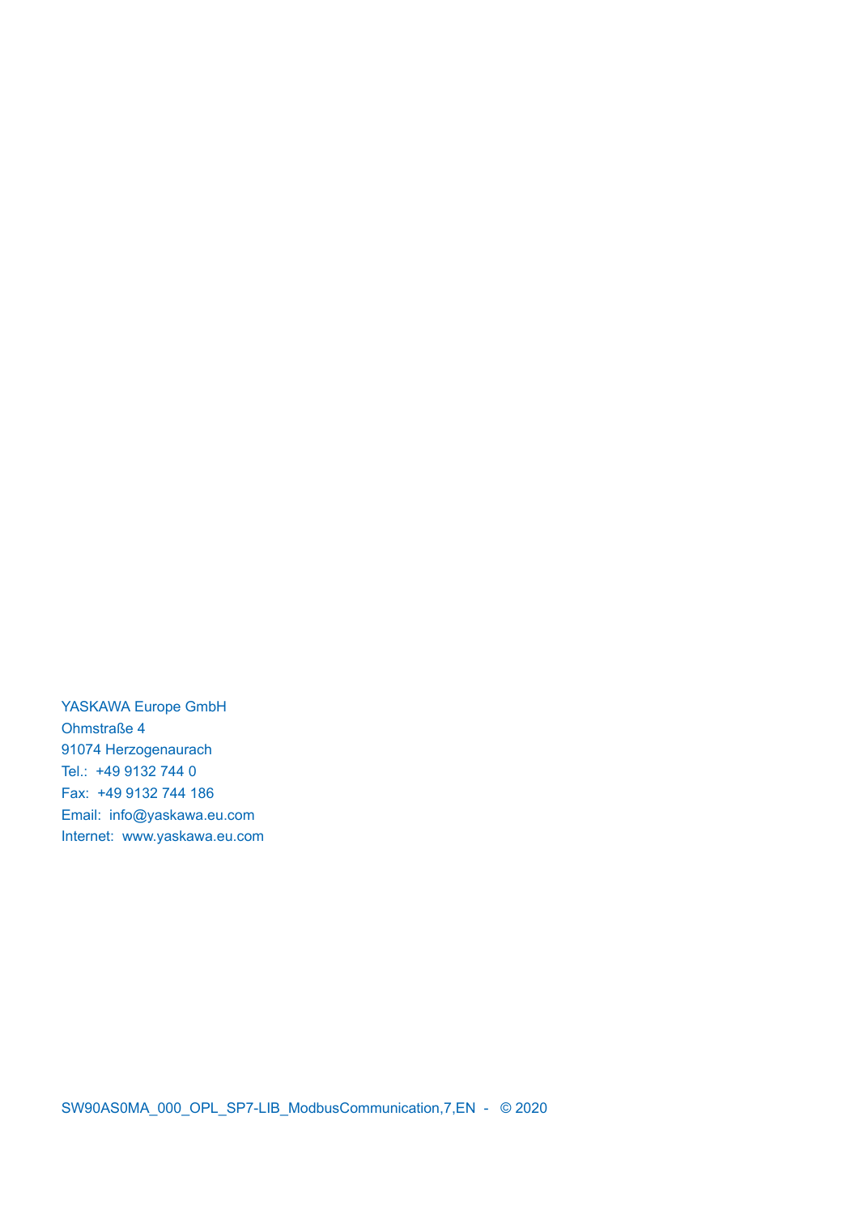YASKAWA Europe GmbH
Ohmstraße 4
91074 Herzogenaurach
Tel.: +49 9132 744 0
Fax: +49 9132 744 186
Email: info@yaskawa.eu.com
Internet: www.yaskawa.eu.com

SW90AS0MA_000_OPL_SP7-LIB_ModbusCommunication,7,EN - © 2020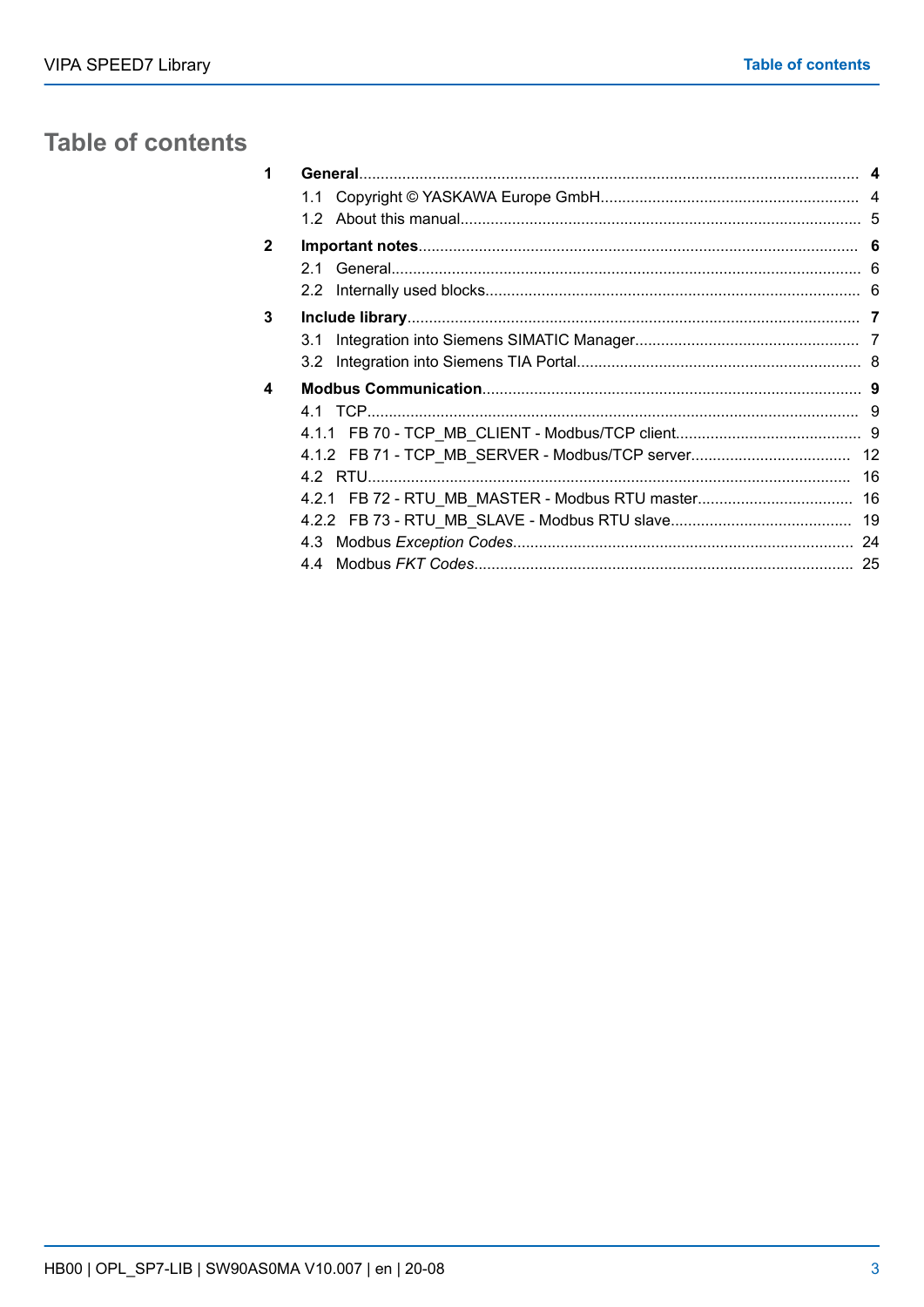# Table of contents

**1 General** .......... **4**

1.1 Copyright © YASKAWA Europe GmbH .......... 4

1.2 About this manual .......... 5

**2 Important notes** .......... **6**

2.1 General .......... 6

2.2 Internally used blocks .......... 6

**3 Include library** .......... **7**

3.1 Integration into Siemens SIMATIC Manager .......... 7

3.2 Integration into Siemens TIA Portal .......... 8

**4 Modbus Communication** .......... **9**

4.1 TCP .......... 9

4.1.1 FB 70 - TCP_MB_CLIENT - Modbus/TCP client .......... 9

4.1.2 FB 71 - TCP_MB_SERVER - Modbus/TCP server .......... 12

4.2 RTU .......... 16

4.2.1 FB 72 - RTU_MB_MASTER - Modbus RTU master .......... 16

4.2.2 FB 73 - RTU_MB_SLAVE - Modbus RTU slave .......... 19

4.3 Modbus *Exception Codes* .......... 24

4.4 Modbus *FKT Codes* .......... 25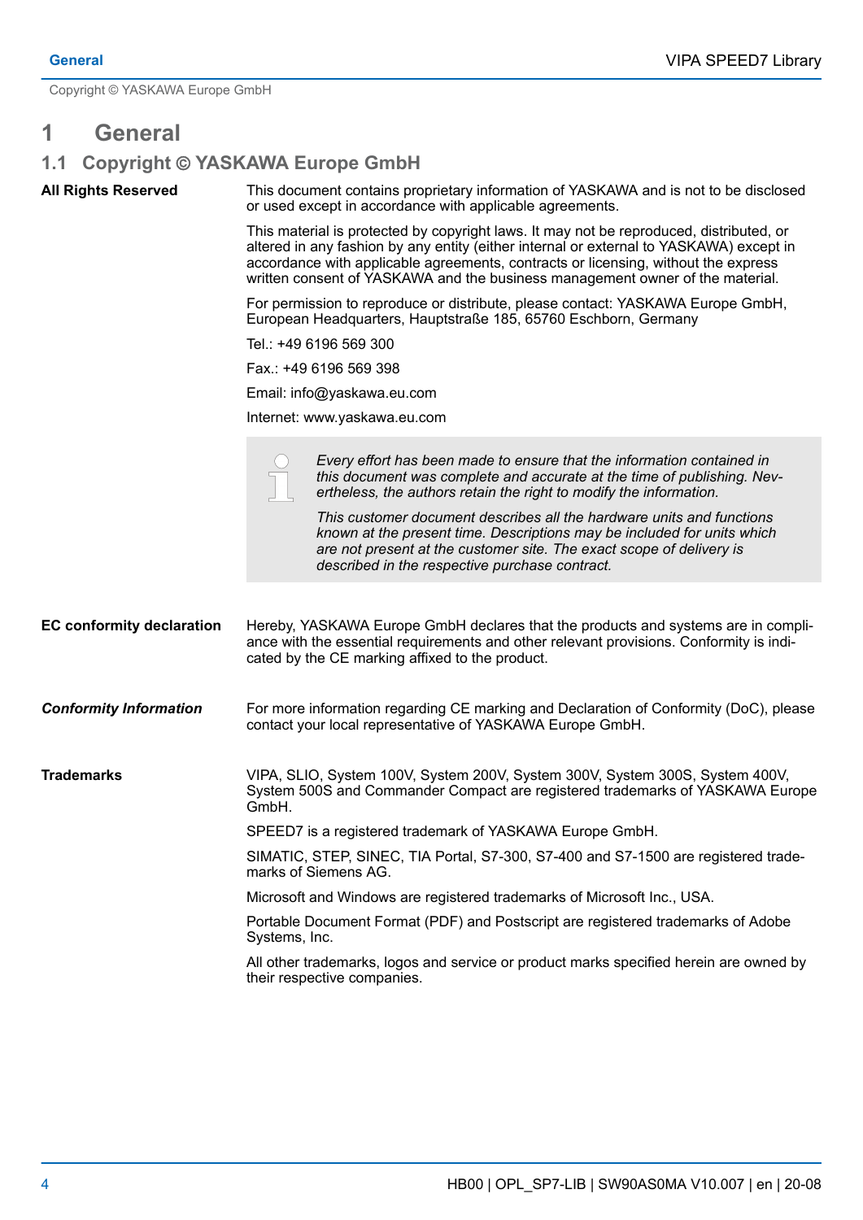# 1 General

## 1.1 Copyright © YASKAWA Europe GmbH

**All Rights Reserved**

This document contains proprietary information of YASKAWA and is not to be disclosed or used except in accordance with applicable agreements.

This material is protected by copyright laws. It may not be reproduced, distributed, or altered in any fashion by any entity (either internal or external to YASKAWA) except in accordance with applicable agreements, contracts or licensing, without the express written consent of YASKAWA and the business management owner of the material.

For permission to reproduce or distribute, please contact: YASKAWA Europe GmbH, European Headquarters, Hauptstraße 185, 65760 Eschborn, Germany

Tel.: +49 6196 569 300

Fax.: +49 6196 569 398

Email: info@yaskawa.eu.com

Internet: www.yaskawa.eu.com

> *Every effort has been made to ensure that the information contained in this document was complete and accurate at the time of publishing. Nevertheless, the authors retain the right to modify the information.*
>
> *This customer document describes all the hardware units and functions known at the present time. Descriptions may be included for units which are not present at the customer site. The exact scope of delivery is described in the respective purchase contract.*

**EC conformity declaration**

Hereby, YASKAWA Europe GmbH declares that the products and systems are in compliance with the essential requirements and other relevant provisions. Conformity is indicated by the CE marking affixed to the product.

***Conformity Information***

For more information regarding CE marking and Declaration of Conformity (DoC), please contact your local representative of YASKAWA Europe GmbH.

**Trademarks**

VIPA, SLIO, System 100V, System 200V, System 300V, System 300S, System 400V, System 500S and Commander Compact are registered trademarks of YASKAWA Europe GmbH.

SPEED7 is a registered trademark of YASKAWA Europe GmbH.

SIMATIC, STEP, SINEC, TIA Portal, S7-300, S7-400 and S7-1500 are registered trademarks of Siemens AG.

Microsoft and Windows are registered trademarks of Microsoft Inc., USA.

Portable Document Format (PDF) and Postscript are registered trademarks of Adobe Systems, Inc.

All other trademarks, logos and service or product marks specified herein are owned by their respective companies.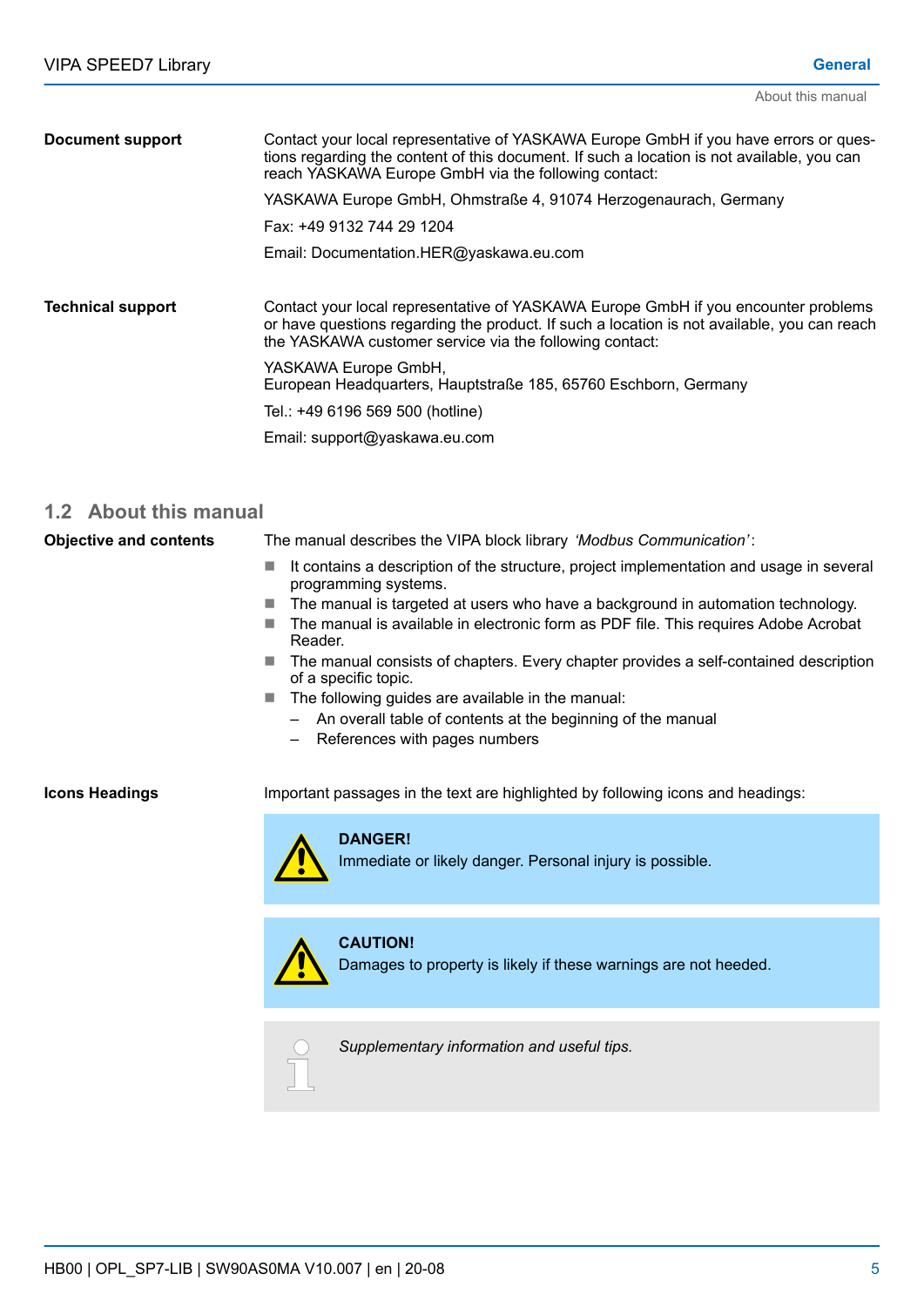**Document support**

Contact your local representative of YASKAWA Europe GmbH if you have errors or questions regarding the content of this document. If such a location is not available, you can reach YASKAWA Europe GmbH via the following contact:

YASKAWA Europe GmbH, Ohmstraße 4, 91074 Herzogenaurach, Germany

Fax: +49 9132 744 29 1204

Email: Documentation.HER@yaskawa.eu.com

**Technical support**

Contact your local representative of YASKAWA Europe GmbH if you encounter problems or have questions regarding the product. If such a location is not available, you can reach the YASKAWA customer service via the following contact:

YASKAWA Europe GmbH,
European Headquarters, Hauptstraße 185, 65760 Eschborn, Germany

Tel.: +49 6196 569 500 (hotline)

Email: support@yaskawa.eu.com

## 1.2 About this manual

**Objective and contents**

The manual describes the VIPA block library *'Modbus Communication'*:

- It contains a description of the structure, project implementation and usage in several programming systems.
- The manual is targeted at users who have a background in automation technology.
- The manual is available in electronic form as PDF file. This requires Adobe Acrobat Reader.
- The manual consists of chapters. Every chapter provides a self-contained description of a specific topic.
- The following guides are available in the manual:
  - An overall table of contents at the beginning of the manual
  - References with pages numbers

**Icons Headings**

Important passages in the text are highlighted by following icons and headings:

> **DANGER!**
> Immediate or likely danger. Personal injury is possible.

> **CAUTION!**
> Damages to property is likely if these warnings are not heeded.

> *Supplementary information and useful tips.*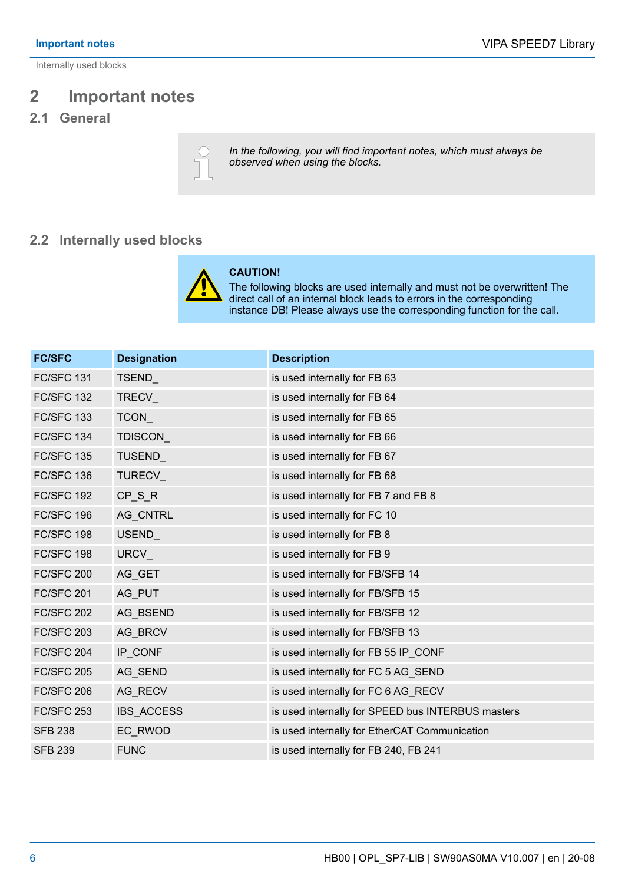# 2 Important notes

## 2.1 General

*In the following, you will find important notes, which must always be observed when using the blocks.*

## 2.2 Internally used blocks

**CAUTION!**
The following blocks are used internally and must not be overwritten! The direct call of an internal block leads to errors in the corresponding instance DB! Please always use the corresponding function for the call.

| FC/SFC | Designation | Description |
|---|---|---|
| FC/SFC 131 | TSEND_ | is used internally for FB 63 |
| FC/SFC 132 | TRECV_ | is used internally for FB 64 |
| FC/SFC 133 | TCON_ | is used internally for FB 65 |
| FC/SFC 134 | TDISCON_ | is used internally for FB 66 |
| FC/SFC 135 | TUSEND_ | is used internally for FB 67 |
| FC/SFC 136 | TURECV_ | is used internally for FB 68 |
| FC/SFC 192 | CP_S_R | is used internally for FB 7 and FB 8 |
| FC/SFC 196 | AG_CNTRL | is used internally for FC 10 |
| FC/SFC 198 | USEND_ | is used internally for FB 8 |
| FC/SFC 198 | URCV_ | is used internally for FB 9 |
| FC/SFC 200 | AG_GET | is used internally for FB/SFB 14 |
| FC/SFC 201 | AG_PUT | is used internally for FB/SFB 15 |
| FC/SFC 202 | AG_BSEND | is used internally for FB/SFB 12 |
| FC/SFC 203 | AG_BRCV | is used internally for FB/SFB 13 |
| FC/SFC 204 | IP_CONF | is used internally for FB 55 IP_CONF |
| FC/SFC 205 | AG_SEND | is used internally for FC 5 AG_SEND |
| FC/SFC 206 | AG_RECV | is used internally for FC 6 AG_RECV |
| FC/SFC 253 | IBS_ACCESS | is used internally for SPEED bus INTERBUS masters |
| SFB 238 | EC_RWOD | is used internally for EtherCAT Communication |
| SFB 239 | FUNC | is used internally for FB 240, FB 241 |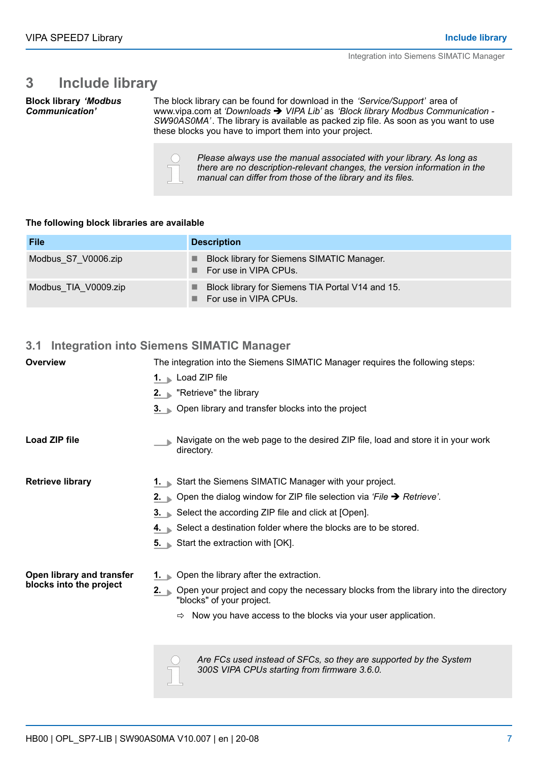# 3 Include library

**Block library *'Modbus Communication'***

The block library can be found for download in the *'Service/Support'* area of www.vipa.com at *'Downloads → VIPA Lib'* as *'Block library Modbus Communication - SW90AS0MA'*. The library is available as packed zip file. As soon as you want to use these blocks you have to import them into your project.

> *Please always use the manual associated with your library. As long as there are no description-relevant changes, the version information in the manual can differ from those of the library and its files.*

**The following block libraries are available**

| File | Description |
| --- | --- |
| Modbus_S7_V0006.zip | ■ Block library for Siemens SIMATIC Manager.<br>■ For use in VIPA CPUs. |
| Modbus_TIA_V0009.zip | ■ Block library for Siemens TIA Portal V14 and 15.<br>■ For use in VIPA CPUs. |

## 3.1 Integration into Siemens SIMATIC Manager

**Overview**

The integration into the Siemens SIMATIC Manager requires the following steps:

1. Load ZIP file
2. "Retrieve" the library
3. Open library and transfer blocks into the project

**Load ZIP file**

Navigate on the web page to the desired ZIP file, load and store it in your work directory.

**Retrieve library**

1. Start the Siemens SIMATIC Manager with your project.
2. Open the dialog window for ZIP file selection via *'File → Retrieve'*.
3. Select the according ZIP file and click at [Open].
4. Select a destination folder where the blocks are to be stored.
5. Start the extraction with [OK].

**Open library and transfer blocks into the project**

1. Open the library after the extraction.
2. Open your project and copy the necessary blocks from the library into the directory "blocks" of your project.

   ⇨ Now you have access to the blocks via your user application.

> *Are FCs used instead of SFCs, so they are supported by the System 300S VIPA CPUs starting from firmware 3.6.0.*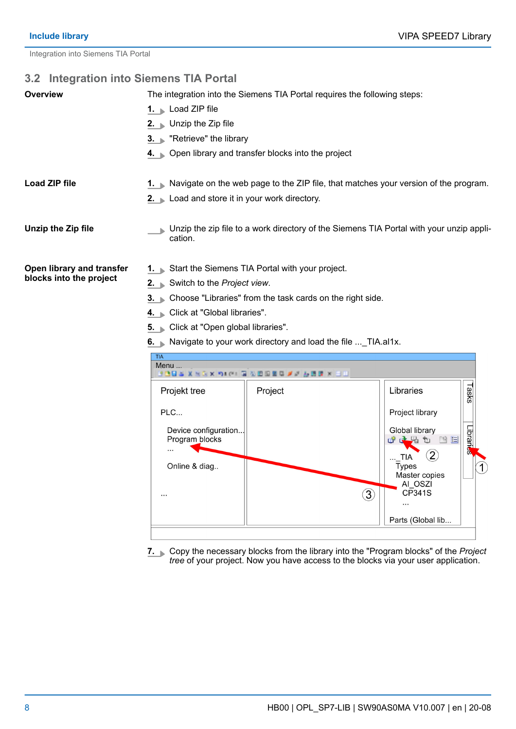## 3.2 Integration into Siemens TIA Portal

**Overview**

The integration into the Siemens TIA Portal requires the following steps:

1. Load ZIP file
2. Unzip the Zip file
3. "Retrieve" the library
4. Open library and transfer blocks into the project

**Load ZIP file**

1. Navigate on the web page to the ZIP file, that matches your version of the program.
2. Load and store it in your work directory.

**Unzip the Zip file**

- Unzip the zip file to a work directory of the Siemens TIA Portal with your unzip application.

**Open library and transfer blocks into the project**

1. Start the Siemens TIA Portal with your project.
2. Switch to the *Project view*.
3. Choose "Libraries" from the task cards on the right side.
4. Click at "Global libraries".
5. Click at "Open global libraries".
6. Navigate to your work directory and load the file ..._TIA.al1x.

7. Copy the necessary blocks from the library into the "Program blocks" of the *Project tree* of your project. Now you have access to the blocks via your user application.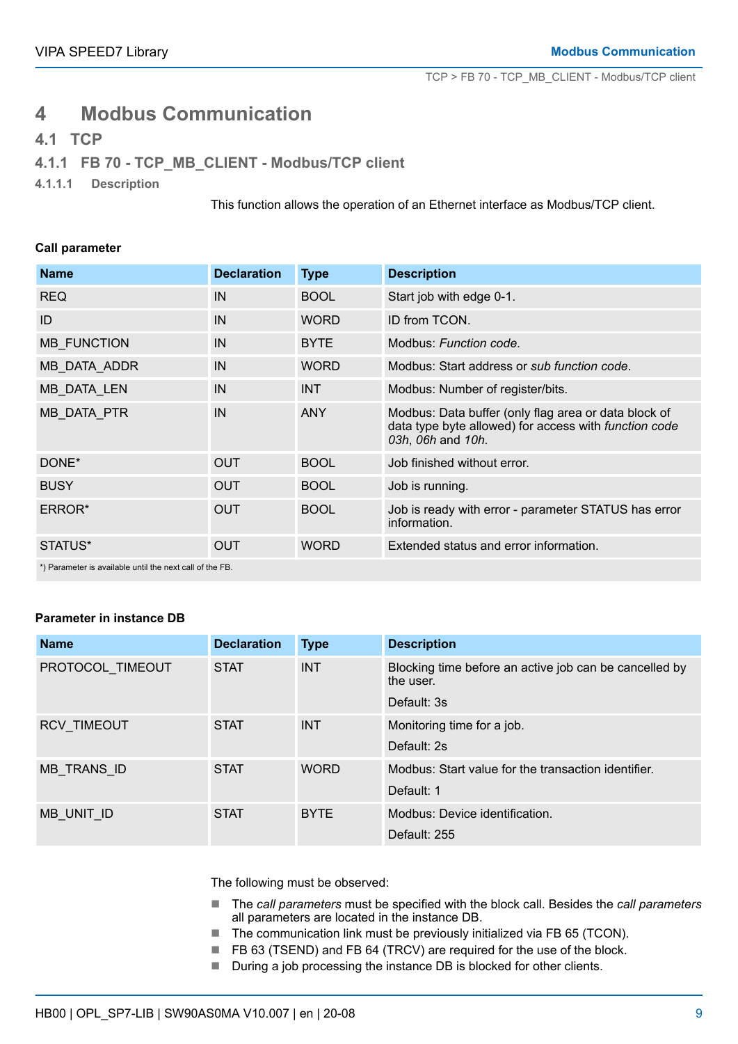# 4 Modbus Communication

## 4.1 TCP

### 4.1.1 FB 70 - TCP_MB_CLIENT - Modbus/TCP client

#### 4.1.1.1 Description

This function allows the operation of an Ethernet interface as Modbus/TCP client.

**Call parameter**

| Name | Declaration | Type | Description |
|---|---|---|---|
| REQ | IN | BOOL | Start job with edge 0-1. |
| ID | IN | WORD | ID from TCON. |
| MB_FUNCTION | IN | BYTE | Modbus: *Function code*. |
| MB_DATA_ADDR | IN | WORD | Modbus: Start address or *sub function code*. |
| MB_DATA_LEN | IN | INT | Modbus: Number of register/bits. |
| MB_DATA_PTR | IN | ANY | Modbus: Data buffer (only flag area or data block of data type byte allowed) for access with *function code 03h*, *06h* and *10h*. |
| DONE* | OUT | BOOL | Job finished without error. |
| BUSY | OUT | BOOL | Job is running. |
| ERROR* | OUT | BOOL | Job is ready with error - parameter STATUS has error information. |
| STATUS* | OUT | WORD | Extended status and error information. |

*) Parameter is available until the next call of the FB.

**Parameter in instance DB**

| Name | Declaration | Type | Description |
|---|---|---|---|
| PROTOCOL_TIMEOUT | STAT | INT | Blocking time before an active job can be cancelled by the user.<br>Default: 3s |
| RCV_TIMEOUT | STAT | INT | Monitoring time for a job.<br>Default: 2s |
| MB_TRANS_ID | STAT | WORD | Modbus: Start value for the transaction identifier.<br>Default: 1 |
| MB_UNIT_ID | STAT | BYTE | Modbus: Device identification.<br>Default: 255 |

The following must be observed:

- The *call parameters* must be specified with the block call. Besides the *call parameters* all parameters are located in the instance DB.
- The communication link must be previously initialized via FB 65 (TCON).
- FB 63 (TSEND) and FB 64 (TRCV) are required for the use of the block.
- During a job processing the instance DB is blocked for other clients.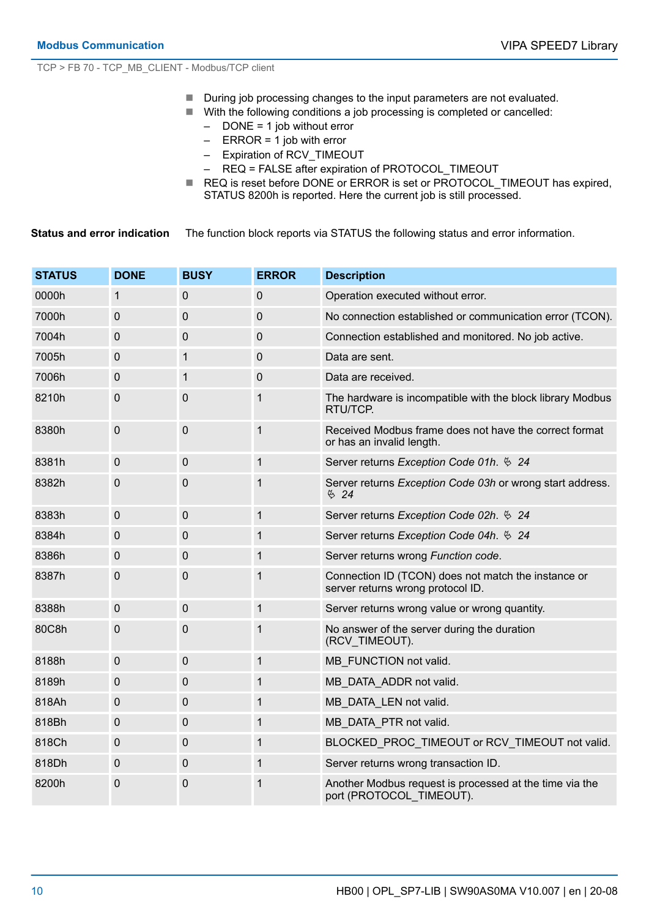- During job processing changes to the input parameters are not evaluated.
- With the following conditions a job processing is completed or cancelled:
  – DONE = 1 job without error
  – ERROR = 1 job with error
  – Expiration of RCV_TIMEOUT
  – REQ = FALSE after expiration of PROTOCOL_TIMEOUT
- REQ is reset before DONE or ERROR is set or PROTOCOL_TIMEOUT has expired, STATUS 8200h is reported. Here the current job is still processed.

**Status and error indication**

The function block reports via STATUS the following status and error information.

| STATUS | DONE | BUSY | ERROR | Description |
|---|---|---|---|---|
| 0000h | 1 | 0 | 0 | Operation executed without error. |
| 7000h | 0 | 0 | 0 | No connection established or communication error (TCON). |
| 7004h | 0 | 0 | 0 | Connection established and monitored. No job active. |
| 7005h | 0 | 1 | 0 | Data are sent. |
| 7006h | 0 | 1 | 0 | Data are received. |
| 8210h | 0 | 0 | 1 | The hardware is incompatible with the block library Modbus RTU/TCP. |
| 8380h | 0 | 0 | 1 | Received Modbus frame does not have the correct format or has an invalid length. |
| 8381h | 0 | 0 | 1 | Server returns *Exception Code 01h*. ↻ *24* |
| 8382h | 0 | 0 | 1 | Server returns *Exception Code 03h* or wrong start address. ↻ *24* |
| 8383h | 0 | 0 | 1 | Server returns *Exception Code 02h*. ↻ *24* |
| 8384h | 0 | 0 | 1 | Server returns *Exception Code 04h*. ↻ *24* |
| 8386h | 0 | 0 | 1 | Server returns wrong *Function code*. |
| 8387h | 0 | 0 | 1 | Connection ID (TCON) does not match the instance or server returns wrong protocol ID. |
| 8388h | 0 | 0 | 1 | Server returns wrong value or wrong quantity. |
| 80C8h | 0 | 0 | 1 | No answer of the server during the duration (RCV_TIMEOUT). |
| 8188h | 0 | 0 | 1 | MB_FUNCTION not valid. |
| 8189h | 0 | 0 | 1 | MB_DATA_ADDR not valid. |
| 818Ah | 0 | 0 | 1 | MB_DATA_LEN not valid. |
| 818Bh | 0 | 0 | 1 | MB_DATA_PTR not valid. |
| 818Ch | 0 | 0 | 1 | BLOCKED_PROC_TIMEOUT or RCV_TIMEOUT not valid. |
| 818Dh | 0 | 0 | 1 | Server returns wrong transaction ID. |
| 8200h | 0 | 0 | 1 | Another Modbus request is processed at the time via the port (PROTOCOL_TIMEOUT). |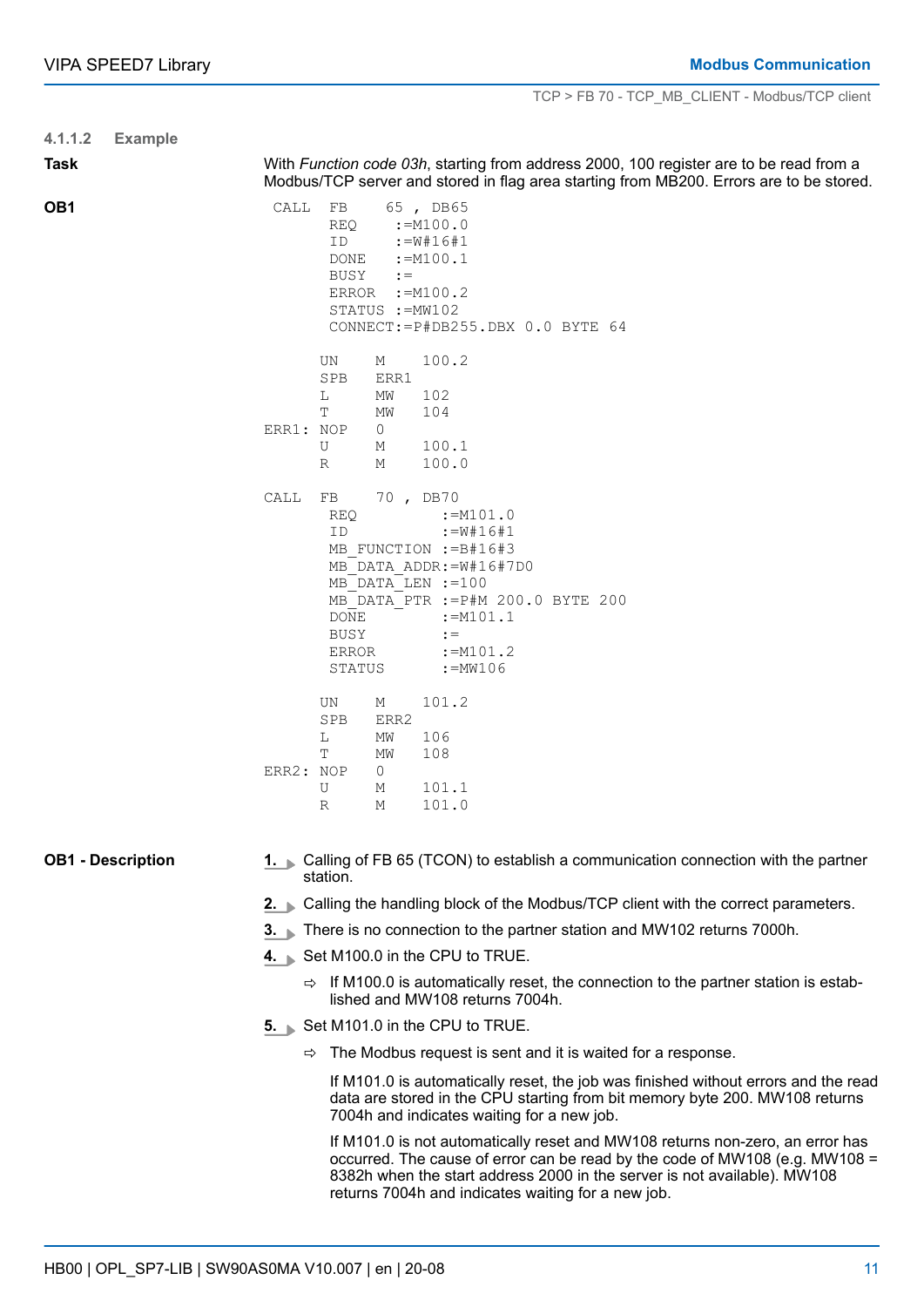#### 4.1.1.2 Example

**Task**

With *Function code 03h*, starting from address 2000, 100 register are to be read from a Modbus/TCP server and stored in flag area starting from MB200. Errors are to be stored.

**OB1**

```
 CALL  FB    65 , DB65
       REQ    :=M100.0
       ID     :=W#16#1
       DONE   :=M100.1
       BUSY   :=
       ERROR  :=M100.2
       STATUS :=MW102
       CONNECT:=P#DB255.DBX 0.0 BYTE 64

      UN    M    100.2
      SPB   ERR1
      L     MW   102
      T     MW   104
ERR1: NOP   0
      U     M    100.1
      R     M    100.0

CALL  FB    70 , DB70
       REQ          :=M101.0
       ID           :=W#16#1
       MB_FUNCTION  :=B#16#3
       MB_DATA_ADDR:=W#16#7D0
       MB_DATA_LEN  :=100
       MB_DATA_PTR  :=P#M 200.0 BYTE 200
       DONE         :=M101.1
       BUSY         :=
       ERROR        :=M101.2
       STATUS       :=MW106

      UN    M    101.2
      SPB   ERR2
      L     MW   106
      T     MW   108
ERR2: NOP   0
      U     M    101.1
      R     M    101.0
```

**OB1 - Description**

1. Calling of FB 65 (TCON) to establish a communication connection with the partner station.
2. Calling the handling block of the Modbus/TCP client with the correct parameters.
3. There is no connection to the partner station and MW102 returns 7000h.
4. Set M100.0 in the CPU to TRUE.
   ⇨ If M100.0 is automatically reset, the connection to the partner station is established and MW108 returns 7004h.
5. Set M101.0 in the CPU to TRUE.
   ⇨ The Modbus request is sent and it is waited for a response.

   If M101.0 is automatically reset, the job was finished without errors and the read data are stored in the CPU starting from bit memory byte 200. MW108 returns 7004h and indicates waiting for a new job.

   If M101.0 is not automatically reset and MW108 returns non-zero, an error has occurred. The cause of error can be read by the code of MW108 (e.g. MW108 = 8382h when the start address 2000 in the server is not available). MW108 returns 7004h and indicates waiting for a new job.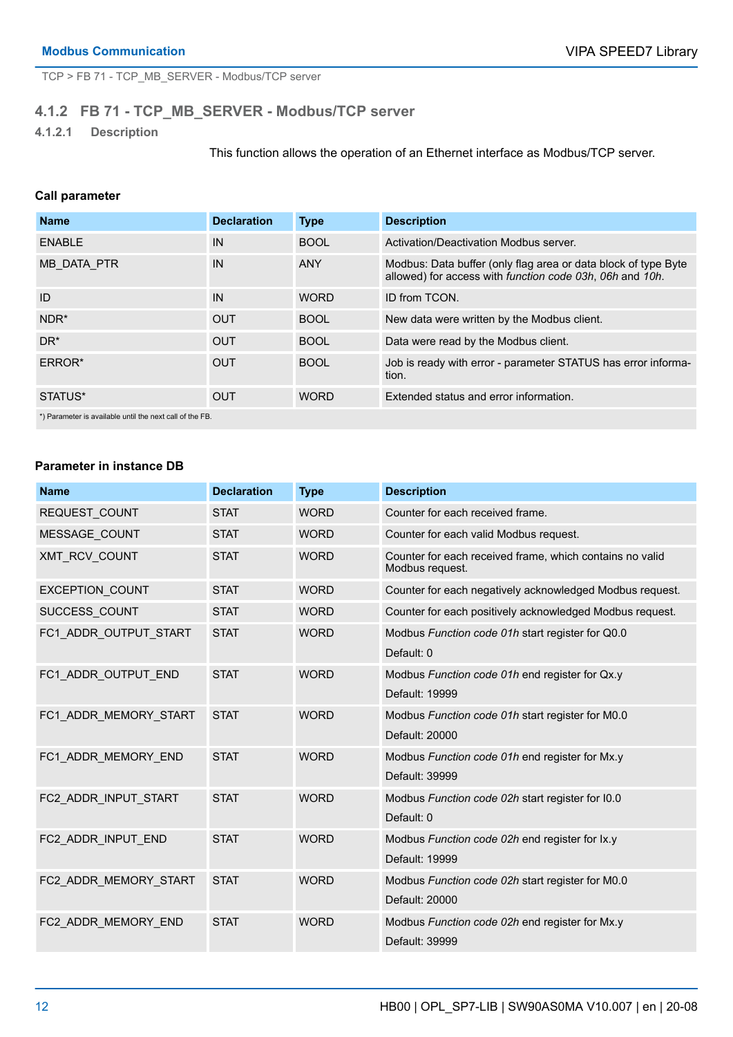TCP > FB 71 - TCP_MB_SERVER - Modbus/TCP server

## 4.1.2 FB 71 - TCP_MB_SERVER - Modbus/TCP server

### 4.1.2.1 Description

This function allows the operation of an Ethernet interface as Modbus/TCP server.

**Call parameter**

| Name | Declaration | Type | Description |
|---|---|---|---|
| ENABLE | IN | BOOL | Activation/Deactivation Modbus server. |
| MB_DATA_PTR | IN | ANY | Modbus: Data buffer (only flag area or data block of type Byte allowed) for access with *function code 03h*, *06h* and *10h*. |
| ID | IN | WORD | ID from TCON. |
| NDR* | OUT | BOOL | New data were written by the Modbus client. |
| DR* | OUT | BOOL | Data were read by the Modbus client. |
| ERROR* | OUT | BOOL | Job is ready with error - parameter STATUS has error information. |
| STATUS* | OUT | WORD | Extended status and error information. |
| *) Parameter is available until the next call of the FB. | | | |

**Parameter in instance DB**

| Name | Declaration | Type | Description |
|---|---|---|---|
| REQUEST_COUNT | STAT | WORD | Counter for each received frame. |
| MESSAGE_COUNT | STAT | WORD | Counter for each valid Modbus request. |
| XMT_RCV_COUNT | STAT | WORD | Counter for each received frame, which contains no valid Modbus request. |
| EXCEPTION_COUNT | STAT | WORD | Counter for each negatively acknowledged Modbus request. |
| SUCCESS_COUNT | STAT | WORD | Counter for each positively acknowledged Modbus request. |
| FC1_ADDR_OUTPUT_START | STAT | WORD | Modbus *Function code 01h* start register for Q0.0<br>Default: 0 |
| FC1_ADDR_OUTPUT_END | STAT | WORD | Modbus *Function code 01h* end register for Qx.y<br>Default: 19999 |
| FC1_ADDR_MEMORY_START | STAT | WORD | Modbus *Function code 01h* start register for M0.0<br>Default: 20000 |
| FC1_ADDR_MEMORY_END | STAT | WORD | Modbus *Function code 01h* end register for Mx.y<br>Default: 39999 |
| FC2_ADDR_INPUT_START | STAT | WORD | Modbus *Function code 02h* start register for I0.0<br>Default: 0 |
| FC2_ADDR_INPUT_END | STAT | WORD | Modbus *Function code 02h* end register for Ix.y<br>Default: 19999 |
| FC2_ADDR_MEMORY_START | STAT | WORD | Modbus *Function code 02h* start register for M0.0<br>Default: 20000 |
| FC2_ADDR_MEMORY_END | STAT | WORD | Modbus *Function code 02h* end register for Mx.y<br>Default: 39999 |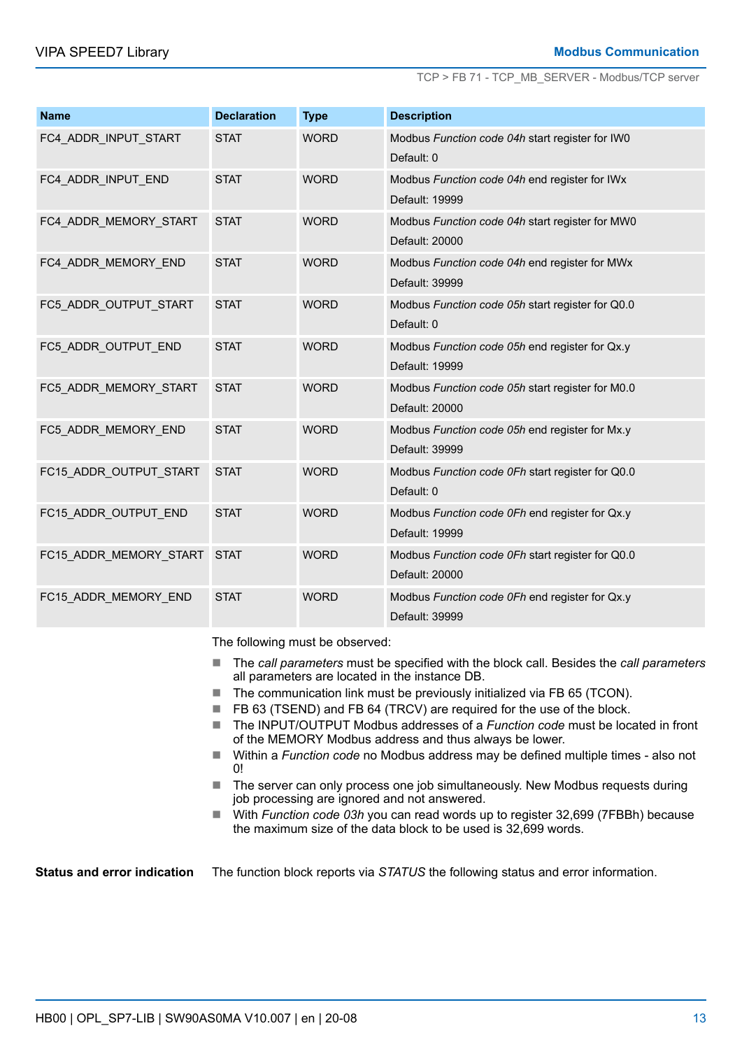| Name | Declaration | Type | Description |
|---|---|---|---|
| FC4_ADDR_INPUT_START | STAT | WORD | Modbus *Function code 04h* start register for IW0<br>Default: 0 |
| FC4_ADDR_INPUT_END | STAT | WORD | Modbus *Function code 04h* end register for IWx<br>Default: 19999 |
| FC4_ADDR_MEMORY_START | STAT | WORD | Modbus *Function code 04h* start register for MW0<br>Default: 20000 |
| FC4_ADDR_MEMORY_END | STAT | WORD | Modbus *Function code 04h* end register for MWx<br>Default: 39999 |
| FC5_ADDR_OUTPUT_START | STAT | WORD | Modbus *Function code 05h* start register for Q0.0<br>Default: 0 |
| FC5_ADDR_OUTPUT_END | STAT | WORD | Modbus *Function code 05h* end register for Qx.y<br>Default: 19999 |
| FC5_ADDR_MEMORY_START | STAT | WORD | Modbus *Function code 05h* start register for M0.0<br>Default: 20000 |
| FC5_ADDR_MEMORY_END | STAT | WORD | Modbus *Function code 05h* end register for Mx.y<br>Default: 39999 |
| FC15_ADDR_OUTPUT_START | STAT | WORD | Modbus *Function code 0Fh* start register for Q0.0<br>Default: 0 |
| FC15_ADDR_OUTPUT_END | STAT | WORD | Modbus *Function code 0Fh* end register for Qx.y<br>Default: 19999 |
| FC15_ADDR_MEMORY_START | STAT | WORD | Modbus *Function code 0Fh* start register for Q0.0<br>Default: 20000 |
| FC15_ADDR_MEMORY_END | STAT | WORD | Modbus *Function code 0Fh* end register for Qx.y<br>Default: 39999 |

The following must be observed:

- The *call parameters* must be specified with the block call. Besides the *call parameters* all parameters are located in the instance DB.
- The communication link must be previously initialized via FB 65 (TCON).
- FB 63 (TSEND) and FB 64 (TRCV) are required for the use of the block.
- The INPUT/OUTPUT Modbus addresses of a *Function code* must be located in front of the MEMORY Modbus address and thus always be lower.
- Within a *Function code* no Modbus address may be defined multiple times - also not 0!
- The server can only process one job simultaneously. New Modbus requests during job processing are ignored and not answered.
- With *Function code 03h* you can read words up to register 32,699 (7FBBh) because the maximum size of the data block to be used is 32,699 words.

**Status and error indication**

The function block reports via *STATUS* the following status and error information.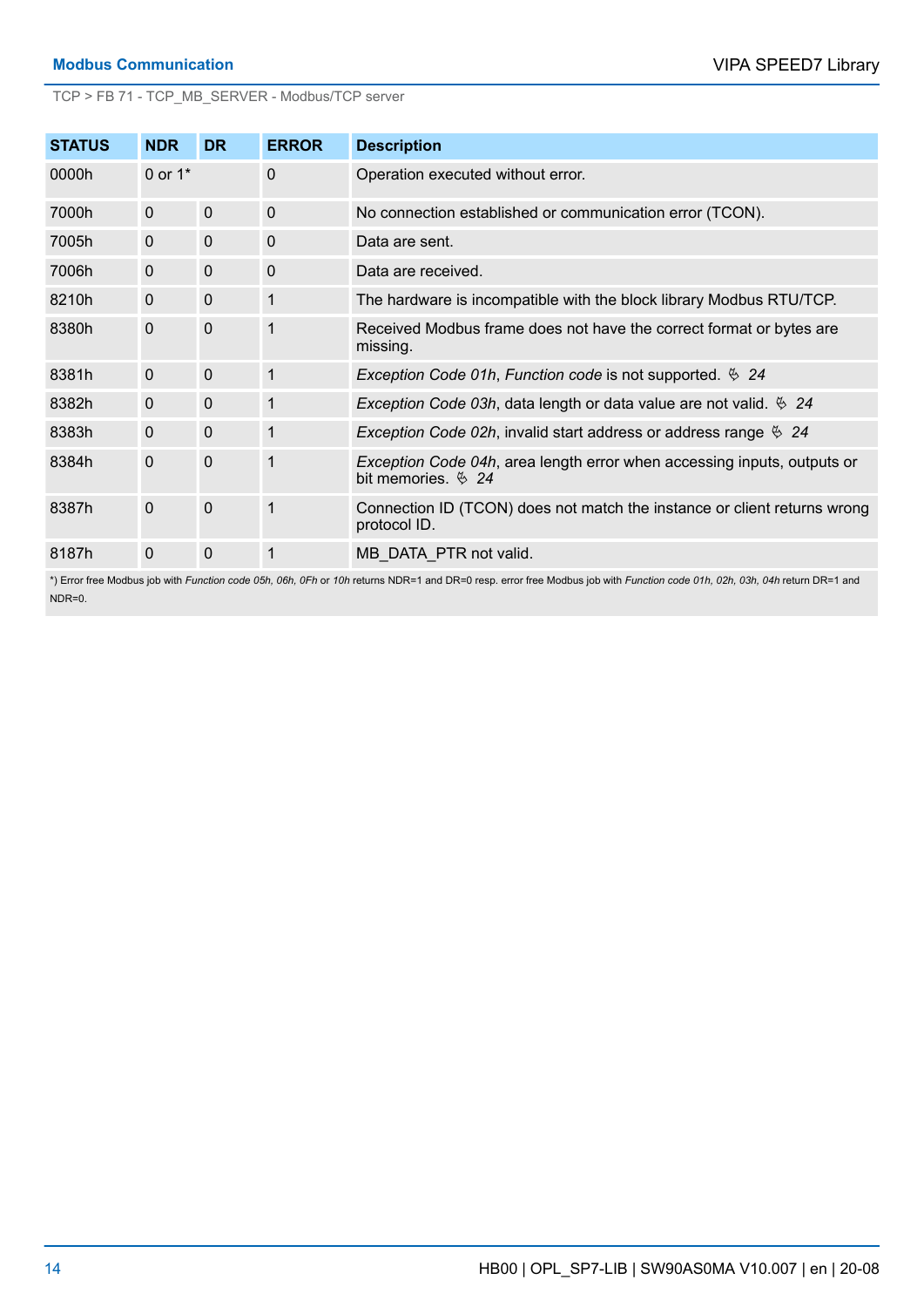| STATUS | NDR | DR | ERROR | Description |
|---|---|---|---|---|
| 0000h | 0 or 1* | | 0 | Operation executed without error. |
| 7000h | 0 | 0 | 0 | No connection established or communication error (TCON). |
| 7005h | 0 | 0 | 0 | Data are sent. |
| 7006h | 0 | 0 | 0 | Data are received. |
| 8210h | 0 | 0 | 1 | The hardware is incompatible with the block library Modbus RTU/TCP. |
| 8380h | 0 | 0 | 1 | Received Modbus frame does not have the correct format or bytes are missing. |
| 8381h | 0 | 0 | 1 | *Exception Code 01h*, *Function code* is not supported. ↪ *24* |
| 8382h | 0 | 0 | 1 | *Exception Code 03h*, data length or data value are not valid. ↪ *24* |
| 8383h | 0 | 0 | 1 | *Exception Code 02h*, invalid start address or address range ↪ *24* |
| 8384h | 0 | 0 | 1 | *Exception Code 04h*, area length error when accessing inputs, outputs or bit memories. ↪ *24* |
| 8387h | 0 | 0 | 1 | Connection ID (TCON) does not match the instance or client returns wrong protocol ID. |
| 8187h | 0 | 0 | 1 | MB_DATA_PTR not valid. |

*) Error free Modbus job with *Function code 05h, 06h, 0Fh* or *10h* returns NDR=1 and DR=0 resp. error free Modbus job with *Function code 01h, 02h, 03h, 04h* return DR=1 and NDR=0.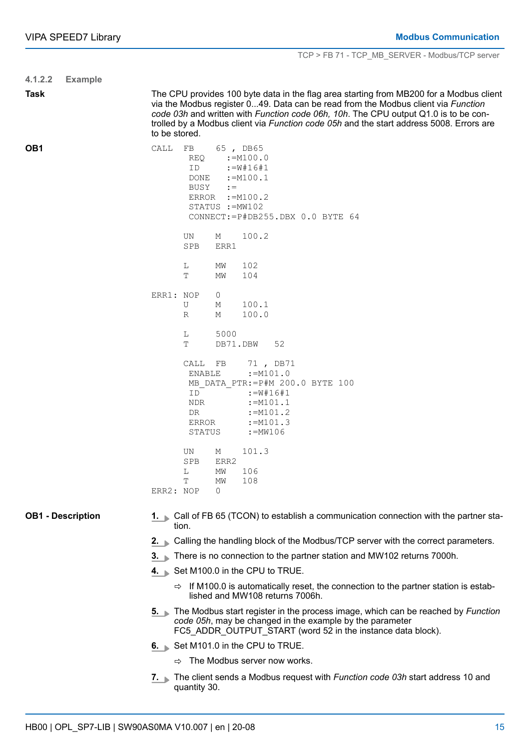#### 4.1.2.2 Example

**Task**

The CPU provides 100 byte data in the flag area starting from MB200 for a Modbus client via the Modbus register 0...49. Data can be read from the Modbus client via *Function code 03h* and written with *Function code 06h, 10h*. The CPU output Q1.0 is to be controlled by a Modbus client via *Function code 05h* and the start address 5008. Errors are to be stored.

**OB1**

```
CALL  FB    65 , DB65
       REQ    :=M100.0
       ID     :=W#16#1
       DONE   :=M100.1
       BUSY   :=
       ERROR  :=M100.2
       STATUS :=MW102
       CONNECT:=P#DB255.DBX 0.0 BYTE 64

      UN    M    100.2
      SPB   ERR1

      L     MW   102
      T     MW   104

ERR1: NOP   0
      U     M    100.1
      R     M    100.0

      L     5000
      T     DB71.DBW   52

      CALL  FB     71 , DB71
       ENABLE      :=M101.0
       MB_DATA_PTR:=P#M 200.0 BYTE 100
       ID          :=W#16#1
       NDR         :=M101.1
       DR          :=M101.2
       ERROR       :=M101.3
       STATUS      :=MW106

      UN    M    101.3
      SPB   ERR2
      L     MW   106
      T     MW   108
ERR2: NOP   0
```

**OB1 - Description**

1. Call of FB 65 (TCON) to establish a communication connection with the partner station.
2. Calling the handling block of the Modbus/TCP server with the correct parameters.
3. There is no connection to the partner station and MW102 returns 7000h.
4. Set M100.0 in the CPU to TRUE.
   - ⇨ If M100.0 is automatically reset, the connection to the partner station is established and MW108 returns 7006h.
5. The Modbus start register in the process image, which can be reached by *Function code 05h*, may be changed in the example by the parameter FC5_ADDR_OUTPUT_START (word 52 in the instance data block).
6. Set M101.0 in the CPU to TRUE.
   - ⇨ The Modbus server now works.
7. The client sends a Modbus request with *Function code 03h* start address 10 and quantity 30.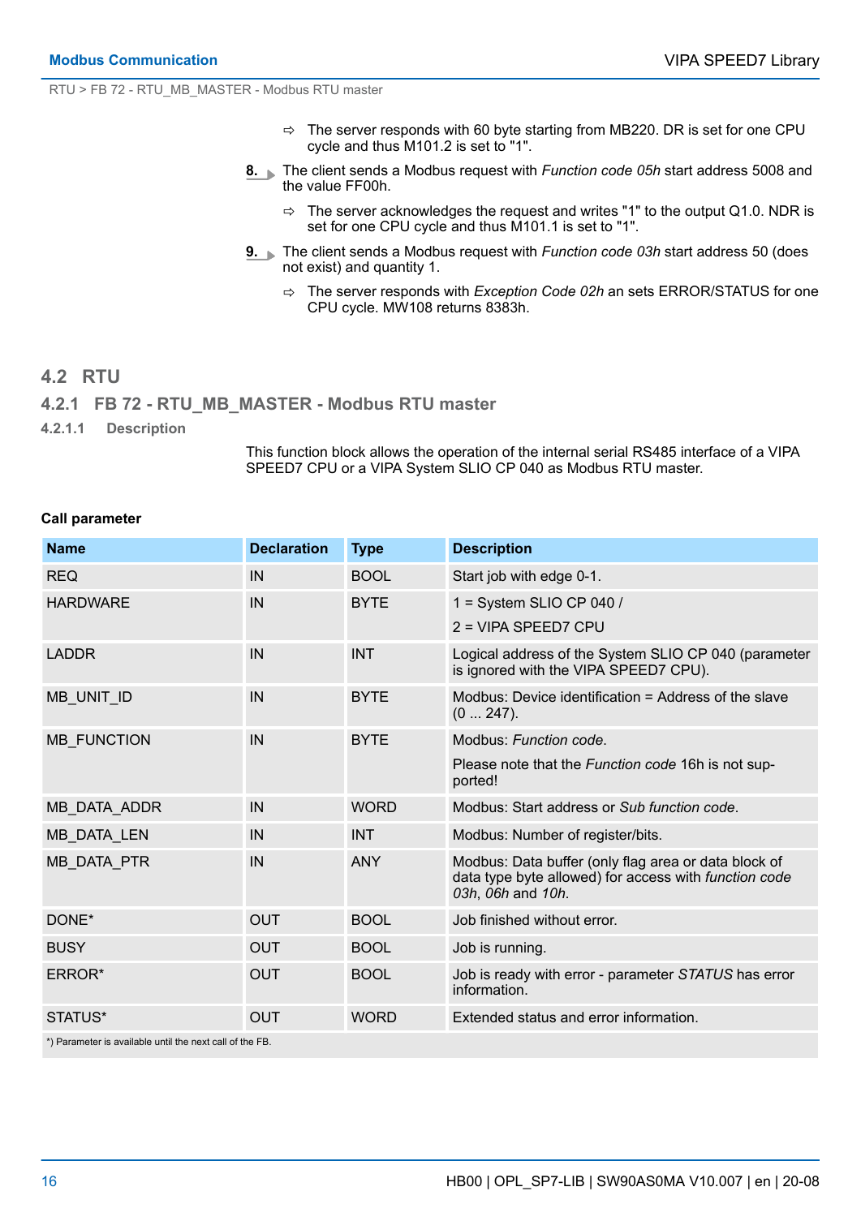⇨ The server responds with 60 byte starting from MB220. DR is set for one CPU cycle and thus M101.2 is set to "1".

8. The client sends a Modbus request with *Function code 05h* start address 5008 and the value FF00h.

⇨ The server acknowledges the request and writes "1" to the output Q1.0. NDR is set for one CPU cycle and thus M101.1 is set to "1".

9. The client sends a Modbus request with *Function code 03h* start address 50 (does not exist) and quantity 1.

⇨ The server responds with *Exception Code 02h* an sets ERROR/STATUS for one CPU cycle. MW108 returns 8383h.

## 4.2 RTU

### 4.2.1 FB 72 - RTU_MB_MASTER - Modbus RTU master

#### 4.2.1.1 Description

This function block allows the operation of the internal serial RS485 interface of a VIPA SPEED7 CPU or a VIPA System SLIO CP 040 as Modbus RTU master.

**Call parameter**

| Name | Declaration | Type | Description |
|---|---|---|---|
| REQ | IN | BOOL | Start job with edge 0-1. |
| HARDWARE | IN | BYTE | 1 = System SLIO CP 040 / 2 = VIPA SPEED7 CPU |
| LADDR | IN | INT | Logical address of the System SLIO CP 040 (parameter is ignored with the VIPA SPEED7 CPU). |
| MB_UNIT_ID | IN | BYTE | Modbus: Device identification = Address of the slave (0 ... 247). |
| MB_FUNCTION | IN | BYTE | Modbus: *Function code*. Please note that the *Function code* 16h is not supported! |
| MB_DATA_ADDR | IN | WORD | Modbus: Start address or *Sub function code*. |
| MB_DATA_LEN | IN | INT | Modbus: Number of register/bits. |
| MB_DATA_PTR | IN | ANY | Modbus: Data buffer (only flag area or data block of data type byte allowed) for access with *function code 03h*, *06h* and *10h*. |
| DONE* | OUT | BOOL | Job finished without error. |
| BUSY | OUT | BOOL | Job is running. |
| ERROR* | OUT | BOOL | Job is ready with error - parameter *STATUS* has error information. |
| STATUS* | OUT | WORD | Extended status and error information. |
| *) Parameter is available until the next call of the FB. | | | |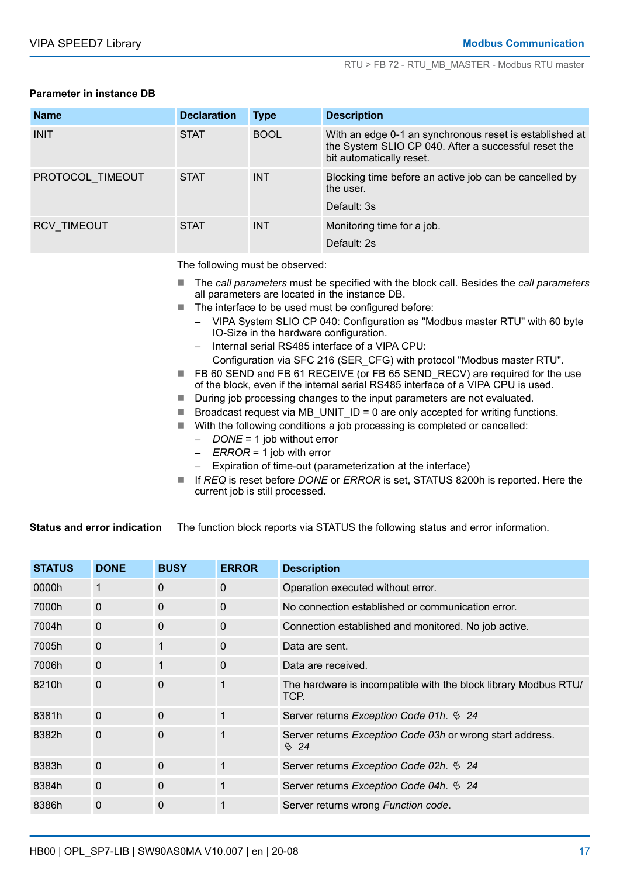**Parameter in instance DB**

| Name | Declaration | Type | Description |
|---|---|---|---|
| INIT | STAT | BOOL | With an edge 0-1 an synchronous reset is established at the System SLIO CP 040. After a successful reset the bit automatically reset. |
| PROTOCOL_TIMEOUT | STAT | INT | Blocking time before an active job can be cancelled by the user.<br><br>Default: 3s |
| RCV_TIMEOUT | STAT | INT | Monitoring time for a job.<br><br>Default: 2s |

The following must be observed:

- The *call parameters* must be specified with the block call. Besides the *call parameters* all parameters are located in the instance DB.
- The interface to be used must be configured before:
  - VIPA System SLIO CP 040: Configuration as "Modbus master RTU" with 60 byte IO-Size in the hardware configuration.
  - Internal serial RS485 interface of a VIPA CPU:
    Configuration via SFC 216 (SER_CFG) with protocol "Modbus master RTU".
- FB 60 SEND and FB 61 RECEIVE (or FB 65 SEND_RECV) are required for the use of the block, even if the internal serial RS485 interface of a VIPA CPU is used.
- During job processing changes to the input parameters are not evaluated.
- Broadcast request via MB_UNIT_ID = 0 are only accepted for writing functions.
- With the following conditions a job processing is completed or cancelled:
  - *DONE* = 1 job without error
  - *ERROR* = 1 job with error
  - Expiration of time-out (parameterization at the interface)
- If *REQ* is reset before *DONE* or *ERROR* is set, STATUS 8200h is reported. Here the current job is still processed.

**Status and error indication**

The function block reports via STATUS the following status and error information.

| STATUS | DONE | BUSY | ERROR | Description |
|---|---|---|---|---|
| 0000h | 1 | 0 | 0 | Operation executed without error. |
| 7000h | 0 | 0 | 0 | No connection established or communication error. |
| 7004h | 0 | 0 | 0 | Connection established and monitored. No job active. |
| 7005h | 0 | 1 | 0 | Data are sent. |
| 7006h | 0 | 1 | 0 | Data are received. |
| 8210h | 0 | 0 | 1 | The hardware is incompatible with the block library Modbus RTU/TCP. |
| 8381h | 0 | 0 | 1 | Server returns *Exception Code 01h*. ↳ 24 |
| 8382h | 0 | 0 | 1 | Server returns *Exception Code 03h* or wrong start address. ↳ 24 |
| 8383h | 0 | 0 | 1 | Server returns *Exception Code 02h*. ↳ 24 |
| 8384h | 0 | 0 | 1 | Server returns *Exception Code 04h*. ↳ 24 |
| 8386h | 0 | 0 | 1 | Server returns wrong *Function code*. |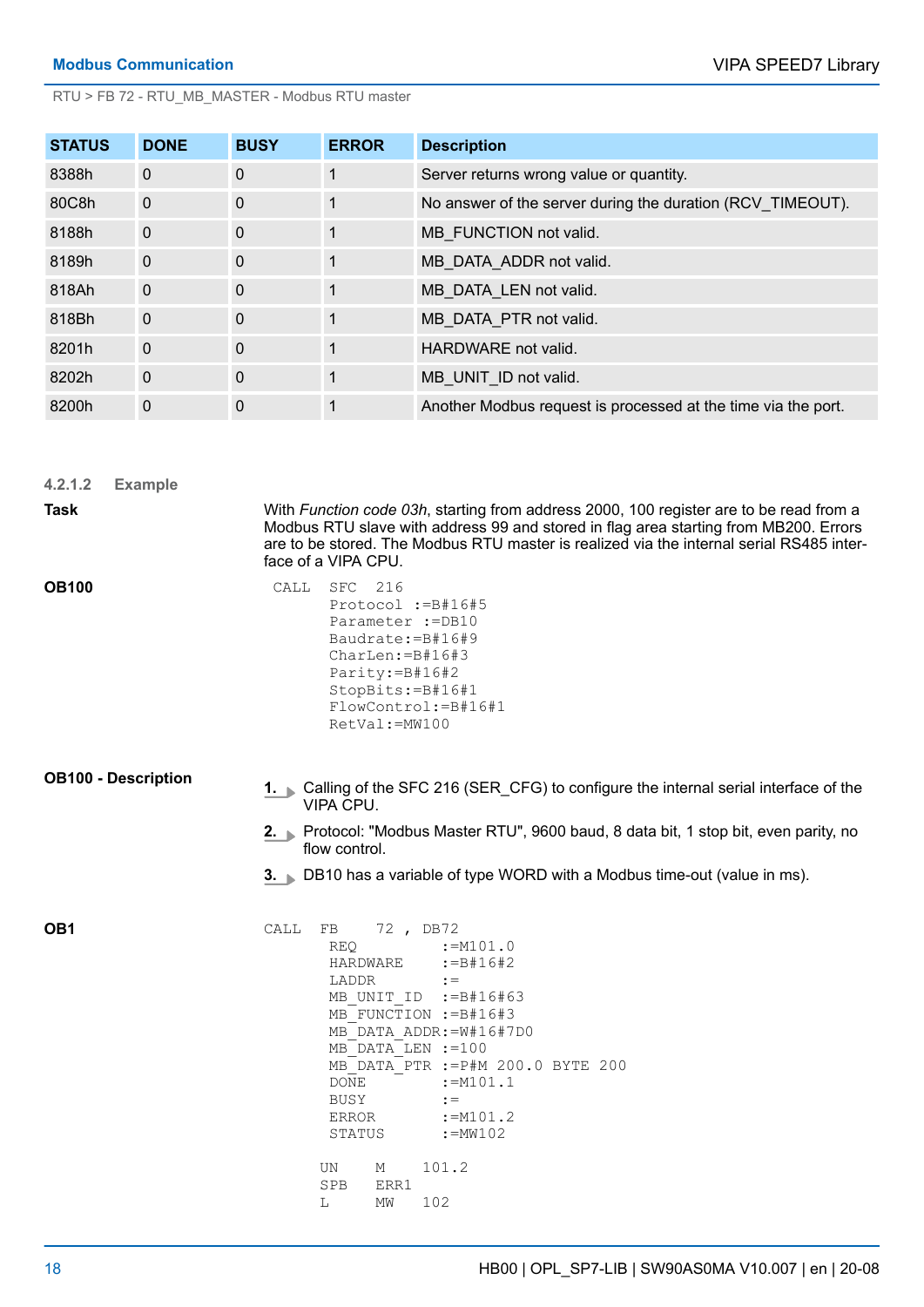| STATUS | DONE | BUSY | ERROR | Description |
|---|---|---|---|---|
| 8388h | 0 | 0 | 1 | Server returns wrong value or quantity. |
| 80C8h | 0 | 0 | 1 | No answer of the server during the duration (RCV_TIMEOUT). |
| 8188h | 0 | 0 | 1 | MB_FUNCTION not valid. |
| 8189h | 0 | 0 | 1 | MB_DATA_ADDR not valid. |
| 818Ah | 0 | 0 | 1 | MB_DATA_LEN not valid. |
| 818Bh | 0 | 0 | 1 | MB_DATA_PTR not valid. |
| 8201h | 0 | 0 | 1 | HARDWARE not valid. |
| 8202h | 0 | 0 | 1 | MB_UNIT_ID not valid. |
| 8200h | 0 | 0 | 1 | Another Modbus request is processed at the time via the port. |

### 4.2.1.2 Example

**Task**

With *Function code 03h*, starting from address 2000, 100 register are to be read from a Modbus RTU slave with address 99 and stored in flag area starting from MB200. Errors are to be stored. The Modbus RTU master is realized via the internal serial RS485 interface of a VIPA CPU.

**OB100**

```
 CALL  SFC  216
       Protocol :=B#16#5
       Parameter :=DB10
       Baudrate:=B#16#9
       CharLen:=B#16#3
       Parity:=B#16#2
       StopBits:=B#16#1
       FlowControl:=B#16#1
       RetVal:=MW100
```

**OB100 - Description**

1. Calling of the SFC 216 (SER_CFG) to configure the internal serial interface of the VIPA CPU.
2. Protocol: "Modbus Master RTU", 9600 baud, 8 data bit, 1 stop bit, even parity, no flow control.
3. DB10 has a variable of type WORD with a Modbus time-out (value in ms).

**OB1**

```
CALL  FB    72 , DB72
       REQ          :=M101.0
       HARDWARE     :=B#16#2
       LADDR        :=
       MB_UNIT_ID   :=B#16#63
       MB_FUNCTION  :=B#16#3
       MB_DATA_ADDR:=W#16#7D0
       MB_DATA_LEN  :=100
       MB_DATA_PTR  :=P#M 200.0 BYTE 200
       DONE         :=M101.1
       BUSY         :=
       ERROR        :=M101.2
       STATUS       :=MW102

      UN    M    101.2
      SPB   ERR1
      L     MW   102
```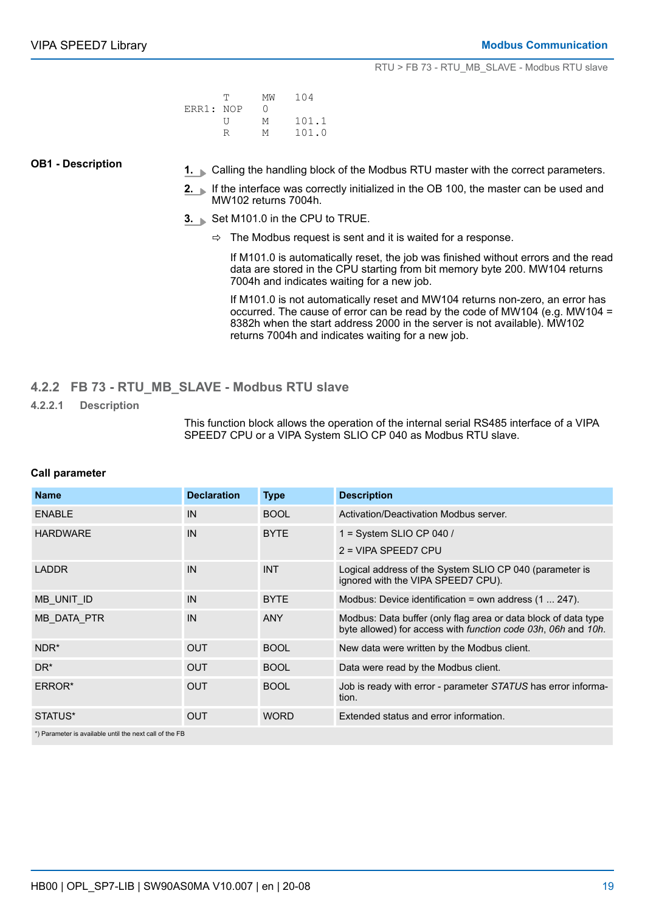```
       T      MW    104
ERR1:  NOP    0
       U      M     101.1
       R      M     101.0
```

**OB1 - Description**

1. Calling the handling block of the Modbus RTU master with the correct parameters.
2. If the interface was correctly initialized in the OB 100, the master can be used and MW102 returns 7004h.
3. Set M101.0 in the CPU to TRUE.
   ⇨ The Modbus request is sent and it is waited for a response.

   If M101.0 is automatically reset, the job was finished without errors and the read data are stored in the CPU starting from bit memory byte 200. MW104 returns 7004h and indicates waiting for a new job.

   If M101.0 is not automatically reset and MW104 returns non-zero, an error has occurred. The cause of error can be read by the code of MW104 (e.g. MW104 = 8382h when the start address 2000 in the server is not available). MW102 returns 7004h and indicates waiting for a new job.

## 4.2.2 FB 73 - RTU_MB_SLAVE - Modbus RTU slave

### 4.2.2.1 Description

This function block allows the operation of the internal serial RS485 interface of a VIPA SPEED7 CPU or a VIPA System SLIO CP 040 as Modbus RTU slave.

**Call parameter**

| Name | Declaration | Type | Description |
|---|---|---|---|
| ENABLE | IN | BOOL | Activation/Deactivation Modbus server. |
| HARDWARE | IN | BYTE | 1 = System SLIO CP 040 / 2 = VIPA SPEED7 CPU |
| LADDR | IN | INT | Logical address of the System SLIO CP 040 (parameter is ignored with the VIPA SPEED7 CPU). |
| MB_UNIT_ID | IN | BYTE | Modbus: Device identification = own address (1 ... 247). |
| MB_DATA_PTR | IN | ANY | Modbus: Data buffer (only flag area or data block of data type byte allowed) for access with *function code 03h*, *06h* and *10h*. |
| NDR* | OUT | BOOL | New data were written by the Modbus client. |
| DR* | OUT | BOOL | Data were read by the Modbus client. |
| ERROR* | OUT | BOOL | Job is ready with error - parameter *STATUS* has error information. |
| STATUS* | OUT | WORD | Extended status and error information. |

*) Parameter is available until the next call of the FB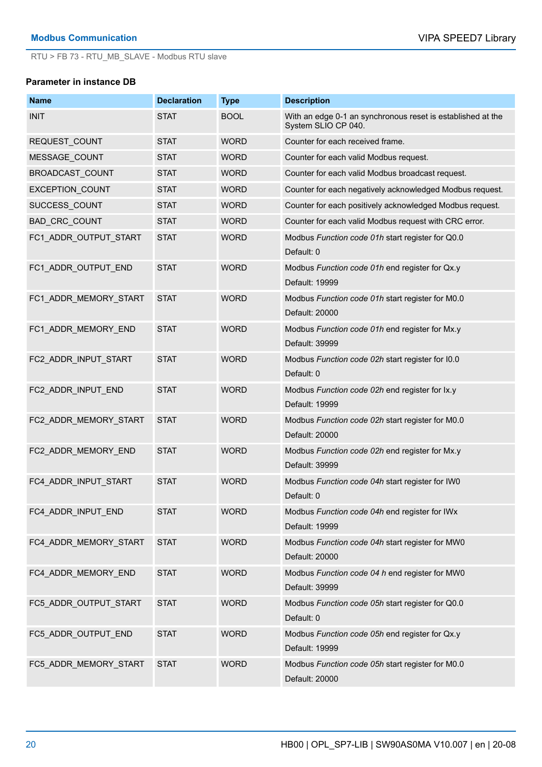RTU > FB 73 - RTU_MB_SLAVE - Modbus RTU slave

**Parameter in instance DB**

| Name | Declaration | Type | Description |
|---|---|---|---|
| INIT | STAT | BOOL | With an edge 0-1 an synchronous reset is established at the System SLIO CP 040. |
| REQUEST_COUNT | STAT | WORD | Counter for each received frame. |
| MESSAGE_COUNT | STAT | WORD | Counter for each valid Modbus request. |
| BROADCAST_COUNT | STAT | WORD | Counter for each valid Modbus broadcast request. |
| EXCEPTION_COUNT | STAT | WORD | Counter for each negatively acknowledged Modbus request. |
| SUCCESS_COUNT | STAT | WORD | Counter for each positively acknowledged Modbus request. |
| BAD_CRC_COUNT | STAT | WORD | Counter for each valid Modbus request with CRC error. |
| FC1_ADDR_OUTPUT_START | STAT | WORD | Modbus *Function code 01h* start register for Q0.0<br>Default: 0 |
| FC1_ADDR_OUTPUT_END | STAT | WORD | Modbus *Function code 01h* end register for Qx.y<br>Default: 19999 |
| FC1_ADDR_MEMORY_START | STAT | WORD | Modbus *Function code 01h* start register for M0.0<br>Default: 20000 |
| FC1_ADDR_MEMORY_END | STAT | WORD | Modbus *Function code 01h* end register for Mx.y<br>Default: 39999 |
| FC2_ADDR_INPUT_START | STAT | WORD | Modbus *Function code 02h* start register for I0.0<br>Default: 0 |
| FC2_ADDR_INPUT_END | STAT | WORD | Modbus *Function code 02h* end register for Ix.y<br>Default: 19999 |
| FC2_ADDR_MEMORY_START | STAT | WORD | Modbus *Function code 02h* start register for M0.0<br>Default: 20000 |
| FC2_ADDR_MEMORY_END | STAT | WORD | Modbus *Function code 02h* end register for Mx.y<br>Default: 39999 |
| FC4_ADDR_INPUT_START | STAT | WORD | Modbus *Function code 04h* start register for IW0<br>Default: 0 |
| FC4_ADDR_INPUT_END | STAT | WORD | Modbus *Function code 04h* end register for IWx<br>Default: 19999 |
| FC4_ADDR_MEMORY_START | STAT | WORD | Modbus *Function code 04h* start register for MW0<br>Default: 20000 |
| FC4_ADDR_MEMORY_END | STAT | WORD | Modbus *Function code 04 h* end register for MW0<br>Default: 39999 |
| FC5_ADDR_OUTPUT_START | STAT | WORD | Modbus *Function code 05h* start register for Q0.0<br>Default: 0 |
| FC5_ADDR_OUTPUT_END | STAT | WORD | Modbus *Function code 05h* end register for Qx.y<br>Default: 19999 |
| FC5_ADDR_MEMORY_START | STAT | WORD | Modbus *Function code 05h* start register for M0.0<br>Default: 20000 |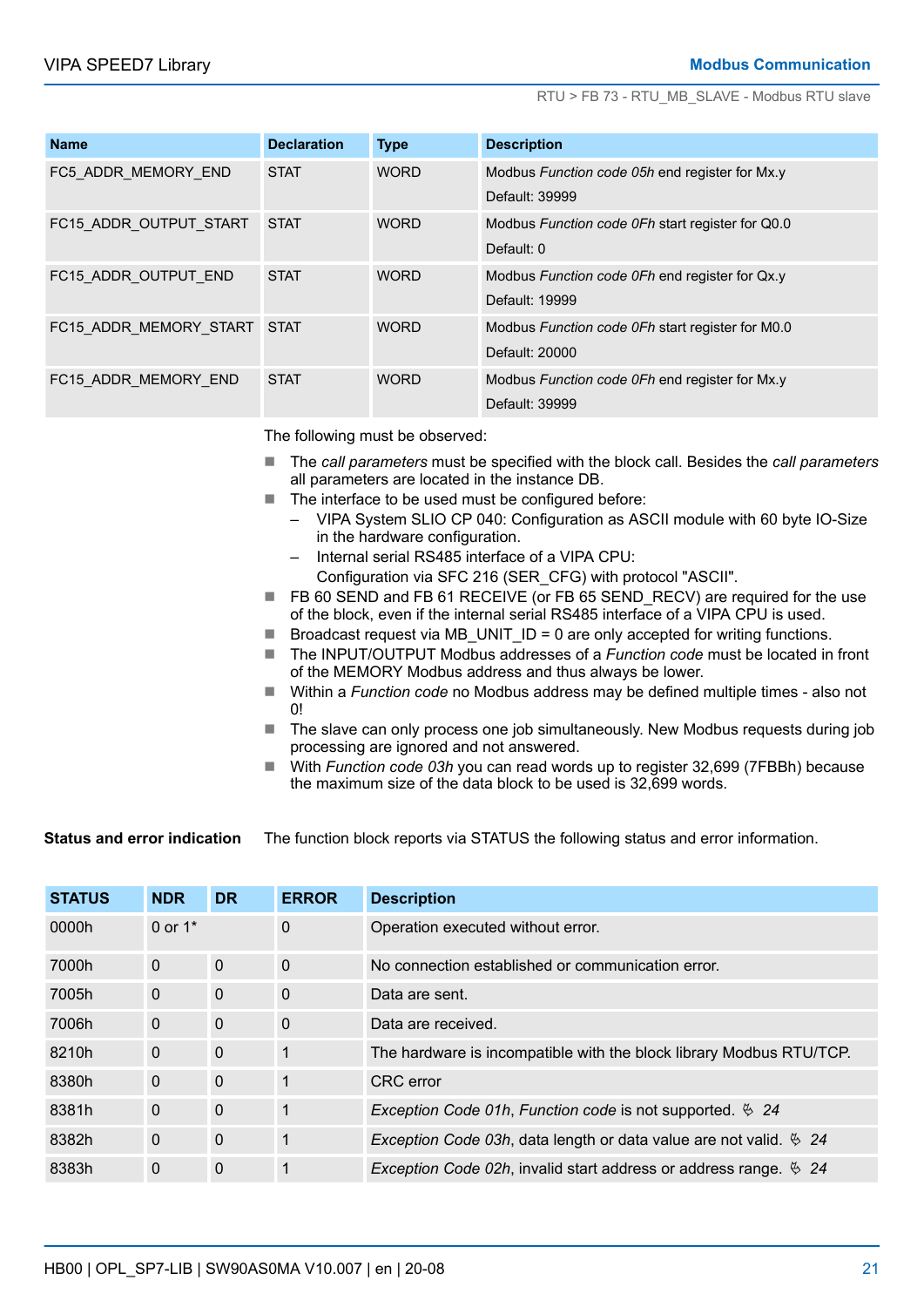| Name | Declaration | Type | Description |
|---|---|---|---|
| FC5_ADDR_MEMORY_END | STAT | WORD | Modbus *Function code 05h* end register for Mx.y<br>Default: 39999 |
| FC15_ADDR_OUTPUT_START | STAT | WORD | Modbus *Function code 0Fh* start register for Q0.0<br>Default: 0 |
| FC15_ADDR_OUTPUT_END | STAT | WORD | Modbus *Function code 0Fh* end register for Qx.y<br>Default: 19999 |
| FC15_ADDR_MEMORY_START | STAT | WORD | Modbus *Function code 0Fh* start register for M0.0<br>Default: 20000 |
| FC15_ADDR_MEMORY_END | STAT | WORD | Modbus *Function code 0Fh* end register for Mx.y<br>Default: 39999 |

The following must be observed:

- The *call parameters* must be specified with the block call. Besides the *call parameters* all parameters are located in the instance DB.
- The interface to be used must be configured before:
  - VIPA System SLIO CP 040: Configuration as ASCII module with 60 byte IO-Size in the hardware configuration.
  - Internal serial RS485 interface of a VIPA CPU:
    Configuration via SFC 216 (SER_CFG) with protocol "ASCII".
- FB 60 SEND and FB 61 RECEIVE (or FB 65 SEND_RECV) are required for the use of the block, even if the internal serial RS485 interface of a VIPA CPU is used.
- Broadcast request via MB_UNIT_ID = 0 are only accepted for writing functions.
- The INPUT/OUTPUT Modbus addresses of a *Function code* must be located in front of the MEMORY Modbus address and thus always be lower.
- Within a *Function code* no Modbus address may be defined multiple times - also not 0!
- The slave can only process one job simultaneously. New Modbus requests during job processing are ignored and not answered.
- With *Function code 03h* you can read words up to register 32,699 (7FBBh) because the maximum size of the data block to be used is 32,699 words.

**Status and error indication**

The function block reports via STATUS the following status and error information.

| STATUS | NDR | DR | ERROR | Description |
|---|---|---|---|---|
| 0000h | 0 or 1* | | 0 | Operation executed without error. |
| 7000h | 0 | 0 | 0 | No connection established or communication error. |
| 7005h | 0 | 0 | 0 | Data are sent. |
| 7006h | 0 | 0 | 0 | Data are received. |
| 8210h | 0 | 0 | 1 | The hardware is incompatible with the block library Modbus RTU/TCP. |
| 8380h | 0 | 0 | 1 | CRC error |
| 8381h | 0 | 0 | 1 | *Exception Code 01h*, *Function code* is not supported. *24* |
| 8382h | 0 | 0 | 1 | *Exception Code 03h*, data length or data value are not valid. *24* |
| 8383h | 0 | 0 | 1 | *Exception Code 02h*, invalid start address or address range. *24* |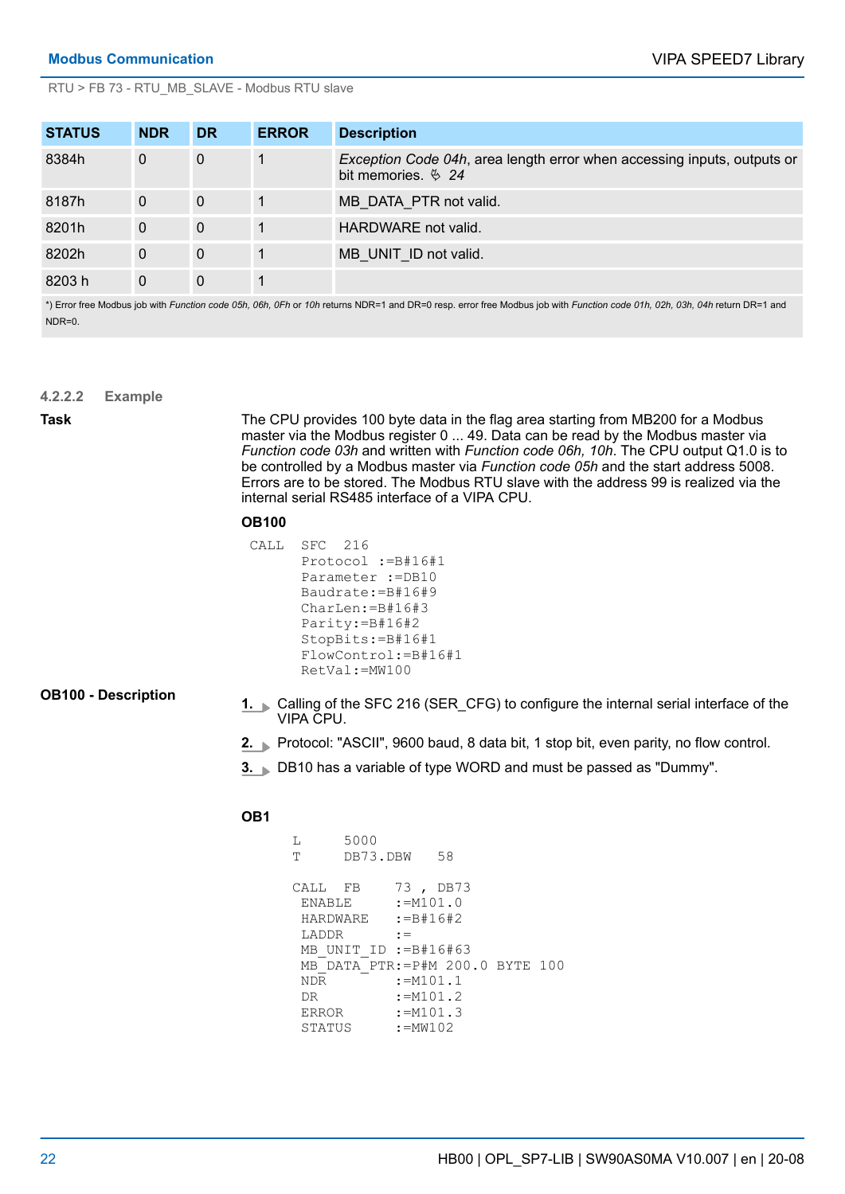RTU > FB 73 - RTU_MB_SLAVE - Modbus RTU slave

| STATUS | NDR | DR | ERROR | Description |
|---|---|---|---|---|
| 8384h | 0 | 0 | 1 | *Exception Code 04h*, area length error when accessing inputs, outputs or bit memories. ➪ *24* |
| 8187h | 0 | 0 | 1 | MB_DATA_PTR not valid. |
| 8201h | 0 | 0 | 1 | HARDWARE not valid. |
| 8202h | 0 | 0 | 1 | MB_UNIT_ID not valid. |
| 8203 h | 0 | 0 | 1 | |

*) Error free Modbus job with *Function code 05h, 06h, 0Fh* or *10h* returns NDR=1 and DR=0 resp. error free Modbus job with *Function code 01h, 02h, 03h, 04h* return DR=1 and NDR=0.

### 4.2.2.2 Example

**Task**

The CPU provides 100 byte data in the flag area starting from MB200 for a Modbus master via the Modbus register 0 ... 49. Data can be read by the Modbus master via *Function code 03h* and written with *Function code 06h, 10h*. The CPU output Q1.0 is to be controlled by a Modbus master via *Function code 05h* and the start address 5008. Errors are to be stored. The Modbus RTU slave with the address 99 is realized via the internal serial RS485 interface of a VIPA CPU.

**OB100**

```
CALL   SFC  216
       Protocol :=B#16#1
       Parameter :=DB10
       Baudrate:=B#16#9
       CharLen:=B#16#3
       Parity:=B#16#2
       StopBits:=B#16#1
       FlowControl:=B#16#1
       RetVal:=MW100
```

**OB100 - Description**

1. Calling of the SFC 216 (SER_CFG) to configure the internal serial interface of the VIPA CPU.
2. Protocol: "ASCII", 9600 baud, 8 data bit, 1 stop bit, even parity, no flow control.
3. DB10 has a variable of type WORD and must be passed as "Dummy".

**OB1**

```
L      5000
T      DB73.DBW    58

CALL  FB     73 , DB73
 ENABLE      :=M101.0
 HARDWARE    :=B#16#2
 LADDR       :=
 MB_UNIT_ID  :=B#16#63
 MB_DATA_PTR:=P#M 200.0 BYTE 100
 NDR         :=M101.1
 DR          :=M101.2
 ERROR       :=M101.3
 STATUS      :=MW102
```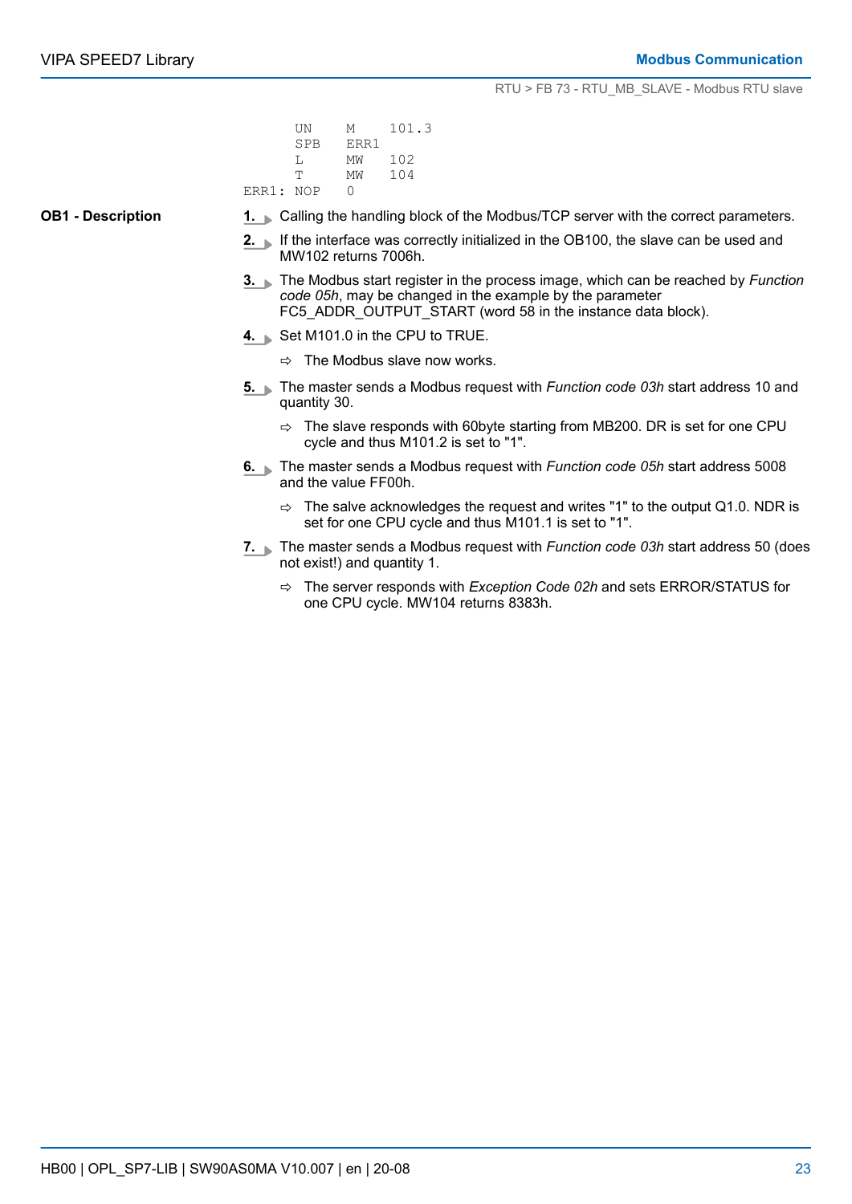```
        UN    M    101.3
        SPB   ERR1
        L     MW   102
        T     MW   104
ERR1:   NOP   0
```

**OB1 - Description**

1. Calling the handling block of the Modbus/TCP server with the correct parameters.
2. If the interface was correctly initialized in the OB100, the slave can be used and MW102 returns 7006h.
3. The Modbus start register in the process image, which can be reached by *Function code 05h*, may be changed in the example by the parameter FC5_ADDR_OUTPUT_START (word 58 in the instance data block).
4. Set M101.0 in the CPU to TRUE.
   - ⇨ The Modbus slave now works.
5. The master sends a Modbus request with *Function code 03h* start address 10 and quantity 30.
   - ⇨ The slave responds with 60byte starting from MB200. DR is set for one CPU cycle and thus M101.2 is set to "1".
6. The master sends a Modbus request with *Function code 05h* start address 5008 and the value FF00h.
   - ⇨ The salve acknowledges the request and writes "1" to the output Q1.0. NDR is set for one CPU cycle and thus M101.1 is set to "1".
7. The master sends a Modbus request with *Function code 03h* start address 50 (does not exist!) and quantity 1.
   - ⇨ The server responds with *Exception Code 02h* and sets ERROR/STATUS for one CPU cycle. MW104 returns 8383h.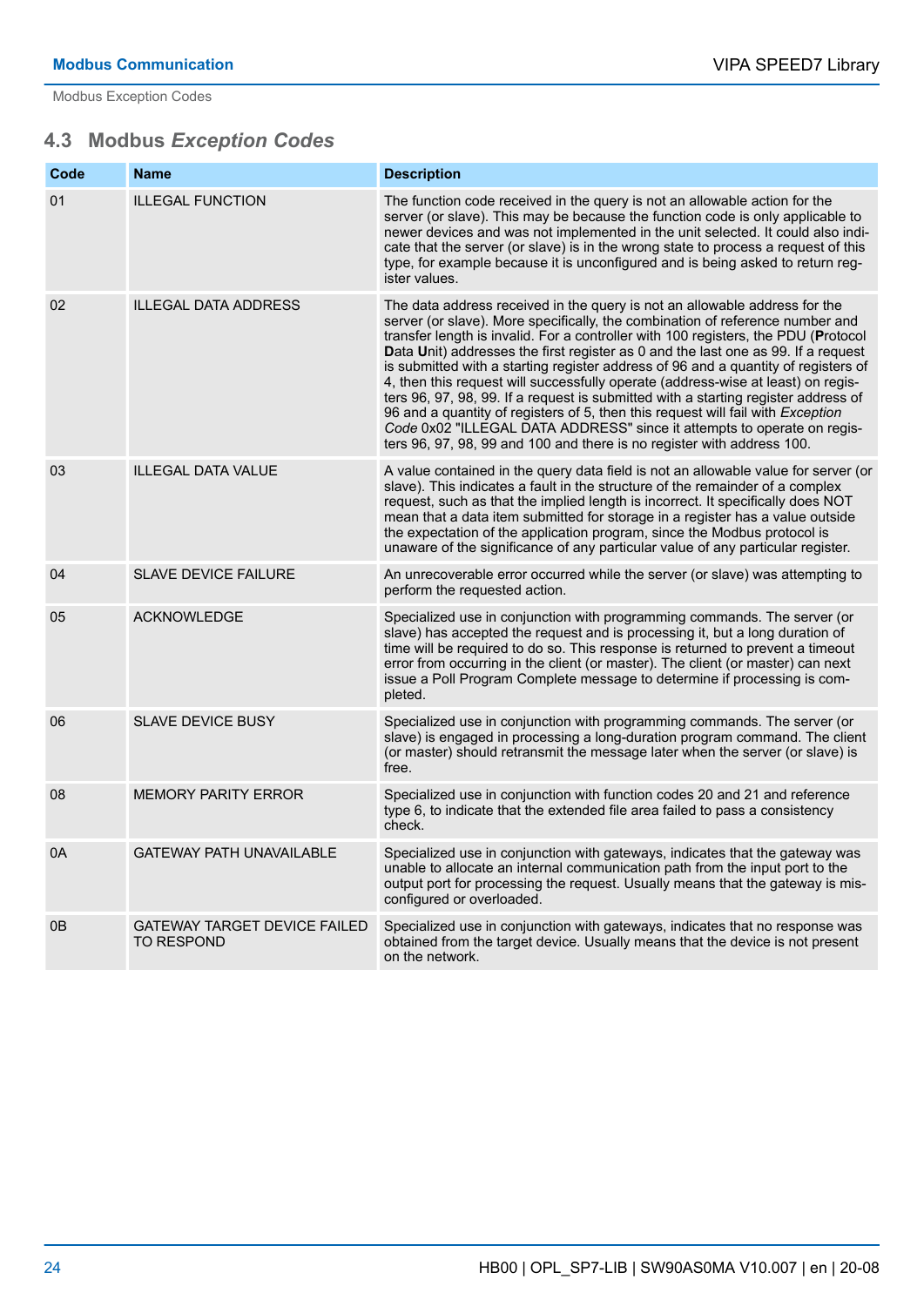## 4.3 Modbus *Exception Codes*

| Code | Name | Description |
|---|---|---|
| 01 | ILLEGAL FUNCTION | The function code received in the query is not an allowable action for the server (or slave). This may be because the function code is only applicable to newer devices and was not implemented in the unit selected. It could also indicate that the server (or slave) is in the wrong state to process a request of this type, for example because it is unconfigured and is being asked to return register values. |
| 02 | ILLEGAL DATA ADDRESS | The data address received in the query is not an allowable address for the server (or slave). More specifically, the combination of reference number and transfer length is invalid. For a controller with 100 registers, the PDU (**P**rotocol **D**ata **U**nit) addresses the first register as 0 and the last one as 99. If a request is submitted with a starting register address of 96 and a quantity of registers of 4, then this request will successfully operate (address-wise at least) on registers 96, 97, 98, 99. If a request is submitted with a starting register address of 96 and a quantity of registers of 5, then this request will fail with *Exception Code* 0x02 "ILLEGAL DATA ADDRESS" since it attempts to operate on registers 96, 97, 98, 99 and 100 and there is no register with address 100. |
| 03 | ILLEGAL DATA VALUE | A value contained in the query data field is not an allowable value for server (or slave). This indicates a fault in the structure of the remainder of a complex request, such as that the implied length is incorrect. It specifically does NOT mean that a data item submitted for storage in a register has a value outside the expectation of the application program, since the Modbus protocol is unaware of the significance of any particular value of any particular register. |
| 04 | SLAVE DEVICE FAILURE | An unrecoverable error occurred while the server (or slave) was attempting to perform the requested action. |
| 05 | ACKNOWLEDGE | Specialized use in conjunction with programming commands. The server (or slave) has accepted the request and is processing it, but a long duration of time will be required to do so. This response is returned to prevent a timeout error from occurring in the client (or master). The client (or master) can next issue a Poll Program Complete message to determine if processing is completed. |
| 06 | SLAVE DEVICE BUSY | Specialized use in conjunction with programming commands. The server (or slave) is engaged in processing a long-duration program command. The client (or master) should retransmit the message later when the server (or slave) is free. |
| 08 | MEMORY PARITY ERROR | Specialized use in conjunction with function codes 20 and 21 and reference type 6, to indicate that the extended file area failed to pass a consistency check. |
| 0A | GATEWAY PATH UNAVAILABLE | Specialized use in conjunction with gateways, indicates that the gateway was unable to allocate an internal communication path from the input port to the output port for processing the request. Usually means that the gateway is misconfigured or overloaded. |
| 0B | GATEWAY TARGET DEVICE FAILED TO RESPOND | Specialized use in conjunction with gateways, indicates that no response was obtained from the target device. Usually means that the device is not present on the network. |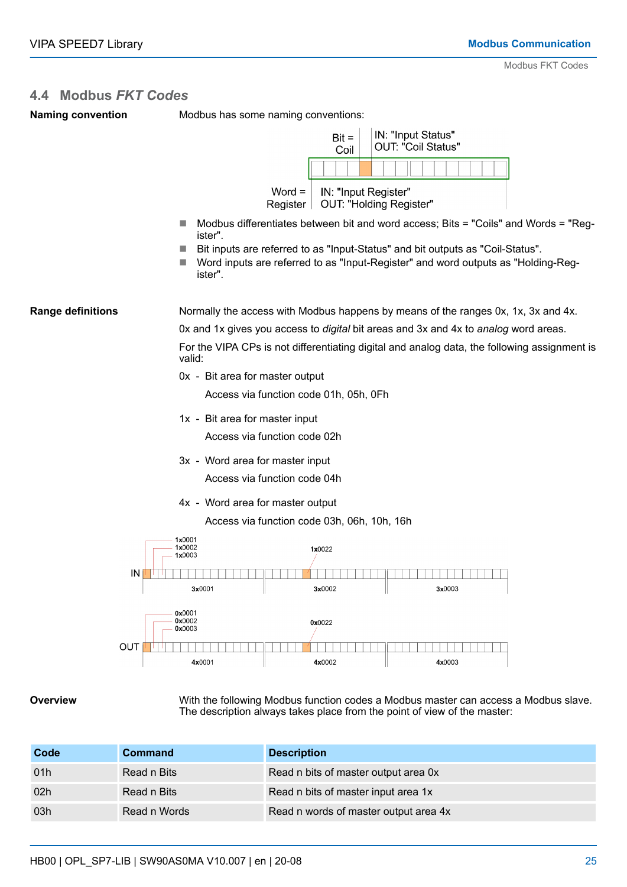## 4.4 Modbus *FKT Codes*

**Naming convention**

Modbus has some naming conventions:

- Modbus differentiates between bit and word access; Bits = "Coils" and Words = "Register".
- Bit inputs are referred to as "Input-Status" and bit outputs as "Coil-Status".
- Word inputs are referred to as "Input-Register" and word outputs as "Holding-Register".

**Range definitions**

Normally the access with Modbus happens by means of the ranges 0x, 1x, 3x and 4x.

0x and 1x gives you access to *digital* bit areas and 3x and 4x to *analog* word areas.

For the VIPA CPs is not differentiating digital and analog data, the following assignment is valid:

0x - Bit area for master output

Access via function code 01h, 05h, 0Fh

1x - Bit area for master input

Access via function code 02h

3x - Word area for master input

Access via function code 04h

4x - Word area for master output

Access via function code 03h, 06h, 10h, 16h

**Overview**

With the following Modbus function codes a Modbus master can access a Modbus slave. The description always takes place from the point of view of the master:

| Code | Command | Description |
|---|---|---|
| 01h | Read n Bits | Read n bits of master output area 0x |
| 02h | Read n Bits | Read n bits of master input area 1x |
| 03h | Read n Words | Read n words of master output area 4x |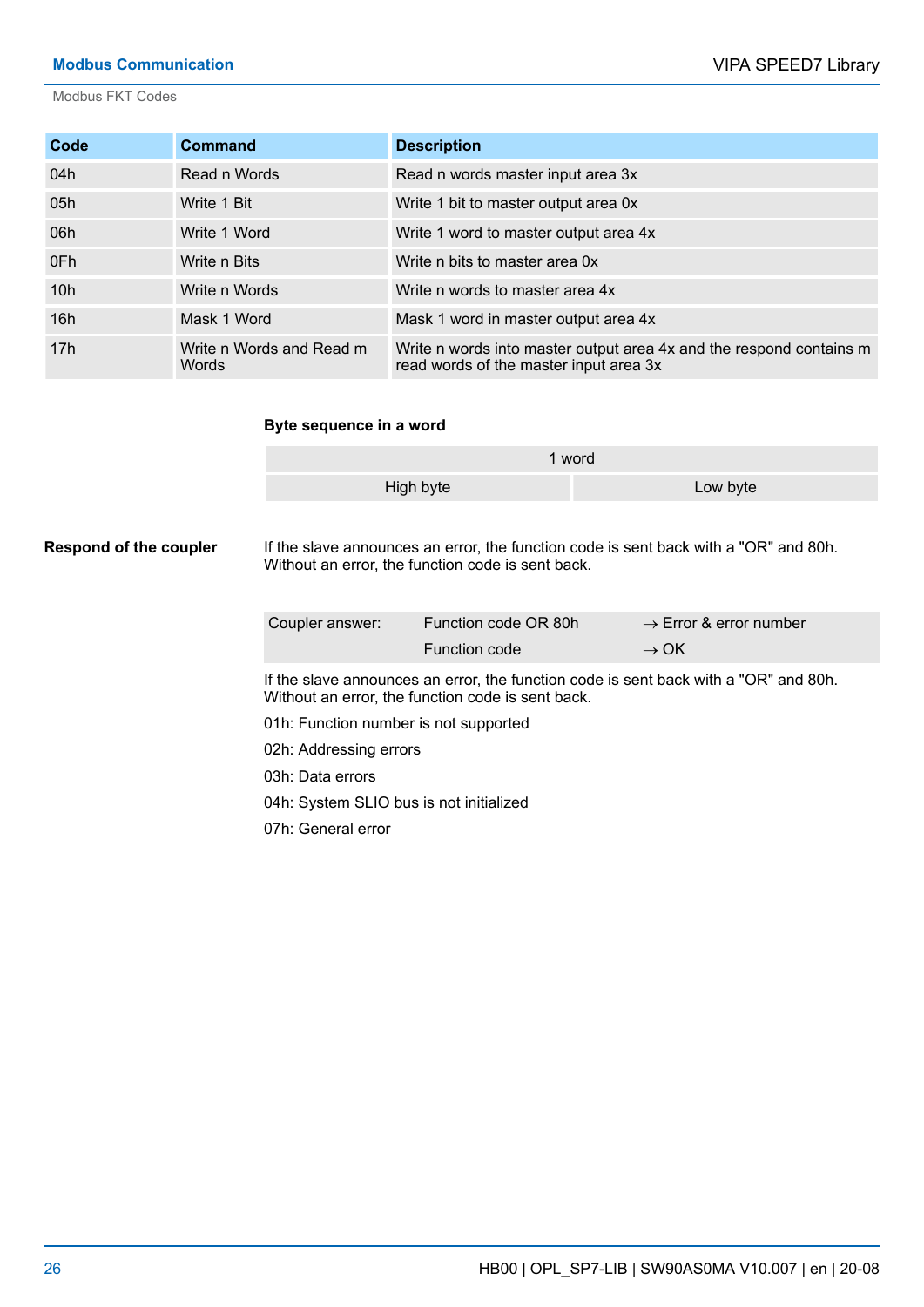| Code | Command | Description |
|---|---|---|
| 04h | Read n Words | Read n words master input area 3x |
| 05h | Write 1 Bit | Write 1 bit to master output area 0x |
| 06h | Write 1 Word | Write 1 word to master output area 4x |
| 0Fh | Write n Bits | Write n bits to master area 0x |
| 10h | Write n Words | Write n words to master area 4x |
| 16h | Mask 1 Word | Mask 1 word in master output area 4x |
| 17h | Write n Words and Read m Words | Write n words into master output area 4x and the respond contains m read words of the master input area 3x |

**Byte sequence in a word**

| 1 word | |
|---|---|
| High byte | Low byte |

**Respond of the coupler**

If the slave announces an error, the function code is sent back with a "OR" and 80h. Without an error, the function code is sent back.

| Coupler answer: | Function code OR 80h | → Error & error number |
|---|---|---|
| | Function code | → OK |

If the slave announces an error, the function code is sent back with a "OR" and 80h. Without an error, the function code is sent back.

01h: Function number is not supported

02h: Addressing errors

03h: Data errors

04h: System SLIO bus is not initialized

07h: General error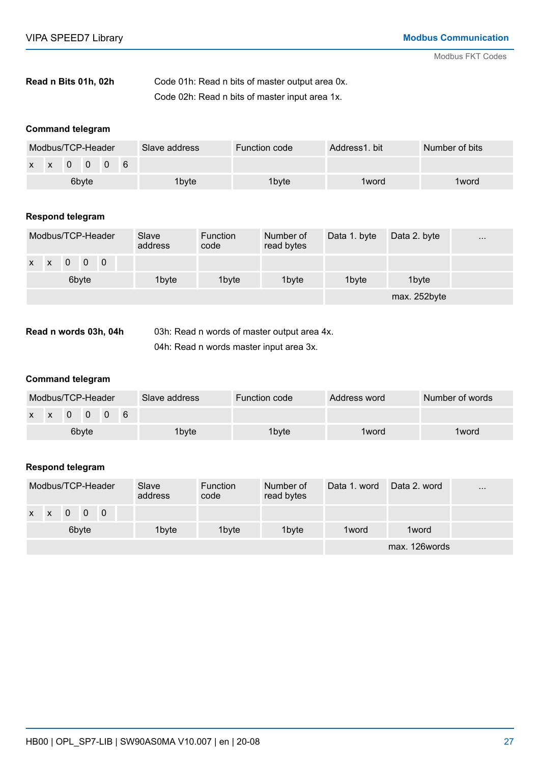**Read n Bits 01h, 02h**

Code 01h: Read n bits of master output area 0x.

Code 02h: Read n bits of master input area 1x.

**Command telegram**

| Modbus/TCP-Header | | | | | | Slave address | Function code | Address1. bit | Number of bits |
|---|---|---|---|---|---|---|---|---|---|
| x | x | 0 | 0 | 0 | 6 | | | | |
| 6byte | | | | | | 1byte | 1byte | 1word | 1word |

**Respond telegram**

| Modbus/TCP-Header | | | | | | Slave address | Function code | Number of read bytes | Data 1. byte | Data 2. byte | ... |
|---|---|---|---|---|---|---|---|---|---|---|---|
| x | x | 0 | 0 | 0 | | | | | | | |
| 6byte | | | | | | 1byte | 1byte | 1byte | 1byte | 1byte | |
| | | | | | | | | | max. 252byte | | |

**Read n words 03h, 04h**

03h: Read n words of master output area 4x.

04h: Read n words master input area 3x.

**Command telegram**

| Modbus/TCP-Header | | | | | | Slave address | Function code | Address word | Number of words |
|---|---|---|---|---|---|---|---|---|---|
| x | x | 0 | 0 | 0 | 6 | | | | |
| 6byte | | | | | | 1byte | 1byte | 1word | 1word |

**Respond telegram**

| Modbus/TCP-Header | | | | | | Slave address | Function code | Number of read bytes | Data 1. word | Data 2. word | ... |
|---|---|---|---|---|---|---|---|---|---|---|---|
| x | x | 0 | 0 | 0 | | | | | | | |
| 6byte | | | | | | 1byte | 1byte | 1byte | 1word | 1word | |
| | | | | | | | | | max. 126words | | |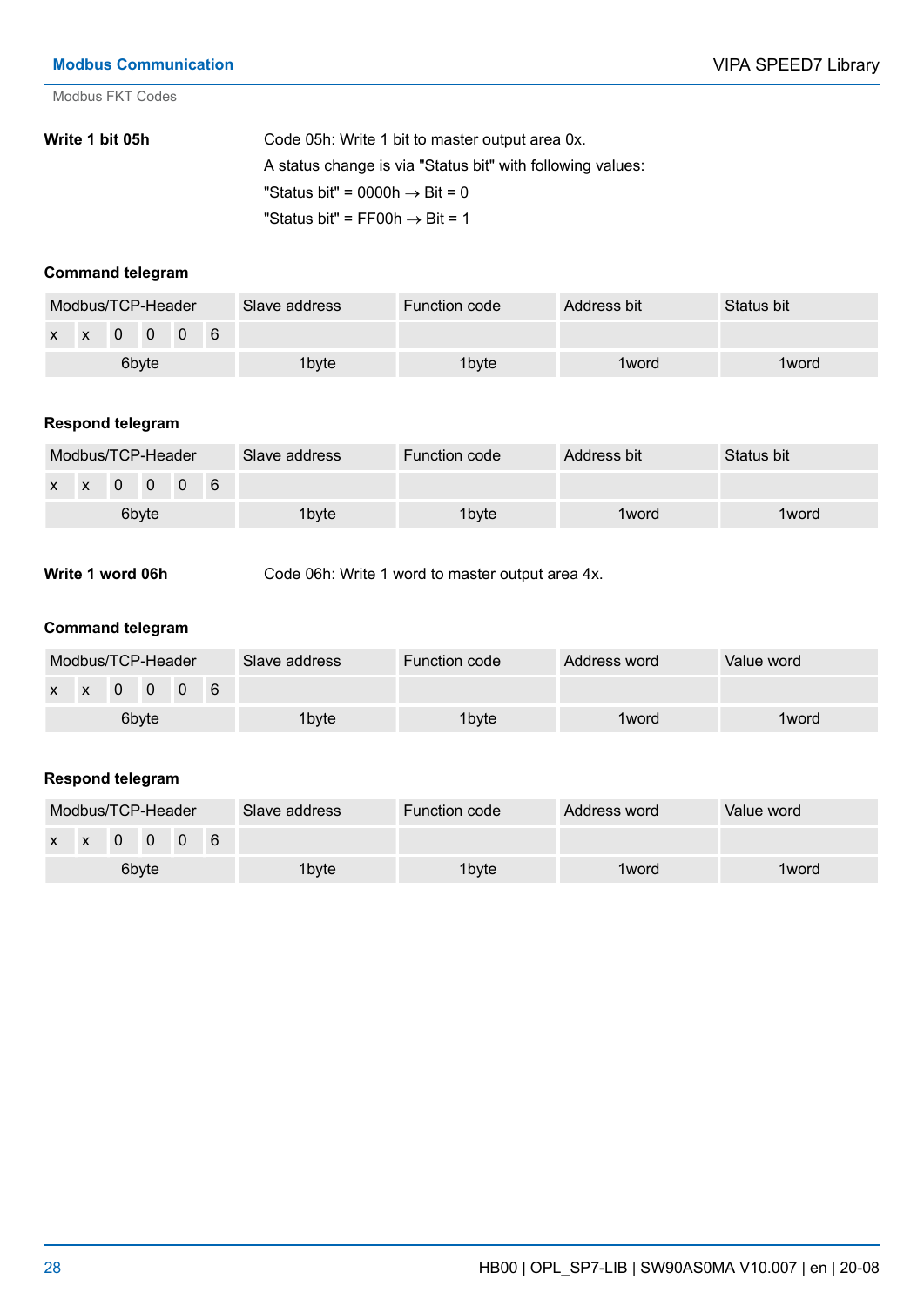**Write 1 bit 05h**

Code 05h: Write 1 bit to master output area 0x.

A status change is via "Status bit" with following values:

"Status bit" = 0000h → Bit = 0

"Status bit" = FF00h → Bit = 1

**Command telegram**

| Modbus/TCP-Header | | | | | | Slave address | Function code | Address bit | Status bit |
|---|---|---|---|---|---|---|---|---|---|
| x | x | 0 | 0 | 0 | 6 | | | | |
| 6byte | | | | | | 1byte | 1byte | 1word | 1word |

**Respond telegram**

| Modbus/TCP-Header | | | | | | Slave address | Function code | Address bit | Status bit |
|---|---|---|---|---|---|---|---|---|---|
| x | x | 0 | 0 | 0 | 6 | | | | |
| 6byte | | | | | | 1byte | 1byte | 1word | 1word |

**Write 1 word 06h**

Code 06h: Write 1 word to master output area 4x.

**Command telegram**

| Modbus/TCP-Header | | | | | | Slave address | Function code | Address word | Value word |
|---|---|---|---|---|---|---|---|---|---|
| x | x | 0 | 0 | 0 | 6 | | | | |
| 6byte | | | | | | 1byte | 1byte | 1word | 1word |

**Respond telegram**

| Modbus/TCP-Header | | | | | | Slave address | Function code | Address word | Value word |
|---|---|---|---|---|---|---|---|---|---|
| x | x | 0 | 0 | 0 | 6 | | | | |
| 6byte | | | | | | 1byte | 1byte | 1word | 1word |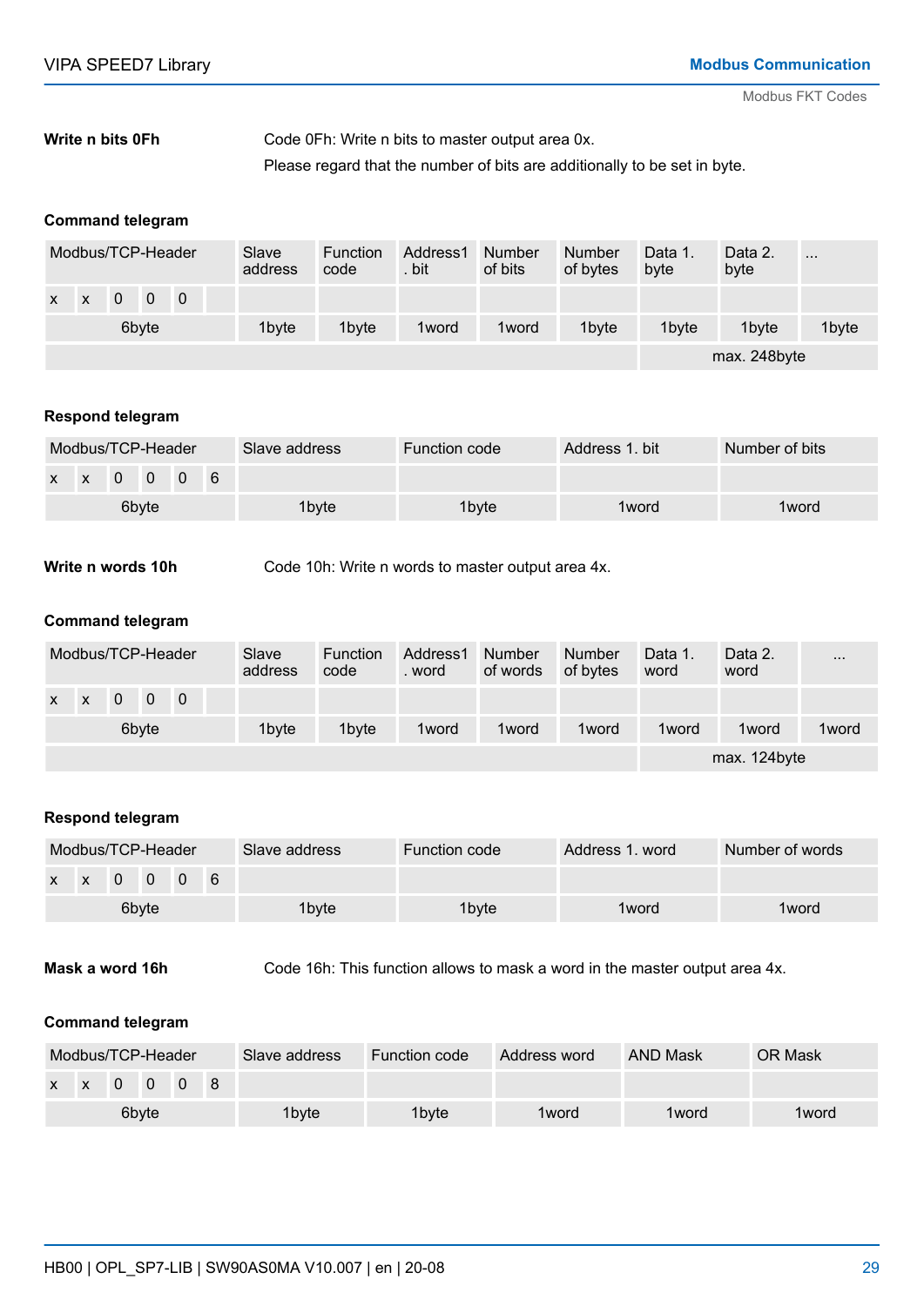**Write n bits 0Fh**

Code 0Fh: Write n bits to master output area 0x.

Please regard that the number of bits are additionally to be set in byte.

**Command telegram**

| Modbus/TCP-Header | | | | | | Slave address | Function code | Address1 . bit | Number of bits | Number of bytes | Data 1. byte | Data 2. byte | ... |
|---|---|---|---|---|---|---|---|---|---|---|---|---|---|
| x | x | 0 | 0 | 0 | | | | | | | | | |
| 6byte | | | | | | 1byte | 1byte | 1word | 1word | 1byte | 1byte | 1byte | 1byte |
| | | | | | | | | | | | max. 248byte | | |

**Respond telegram**

| Modbus/TCP-Header | | | | | | Slave address | Function code | Address 1. bit | Number of bits |
|---|---|---|---|---|---|---|---|---|---|
| x | x | 0 | 0 | 0 | 6 | | | | |
| 6byte | | | | | | 1byte | 1byte | 1word | 1word |

**Write n words 10h**

Code 10h: Write n words to master output area 4x.

**Command telegram**

| Modbus/TCP-Header | | | | | | Slave address | Function code | Address1 . word | Number of words | Number of bytes | Data 1. word | Data 2. word | ... |
|---|---|---|---|---|---|---|---|---|---|---|---|---|---|
| x | x | 0 | 0 | 0 | | | | | | | | | |
| 6byte | | | | | | 1byte | 1byte | 1word | 1word | 1word | 1word | 1word | 1word |
| | | | | | | | | | | | max. 124byte | | |

**Respond telegram**

| Modbus/TCP-Header | | | | | | Slave address | Function code | Address 1. word | Number of words |
|---|---|---|---|---|---|---|---|---|---|
| x | x | 0 | 0 | 0 | 6 | | | | |
| 6byte | | | | | | 1byte | 1byte | 1word | 1word |

**Mask a word 16h**

Code 16h: This function allows to mask a word in the master output area 4x.

**Command telegram**

| Modbus/TCP-Header | | | | | | Slave address | Function code | Address word | AND Mask | OR Mask |
|---|---|---|---|---|---|---|---|---|---|---|
| x | x | 0 | 0 | 0 | 8 | | | | | |
| 6byte | | | | | | 1byte | 1byte | 1word | 1word | 1word |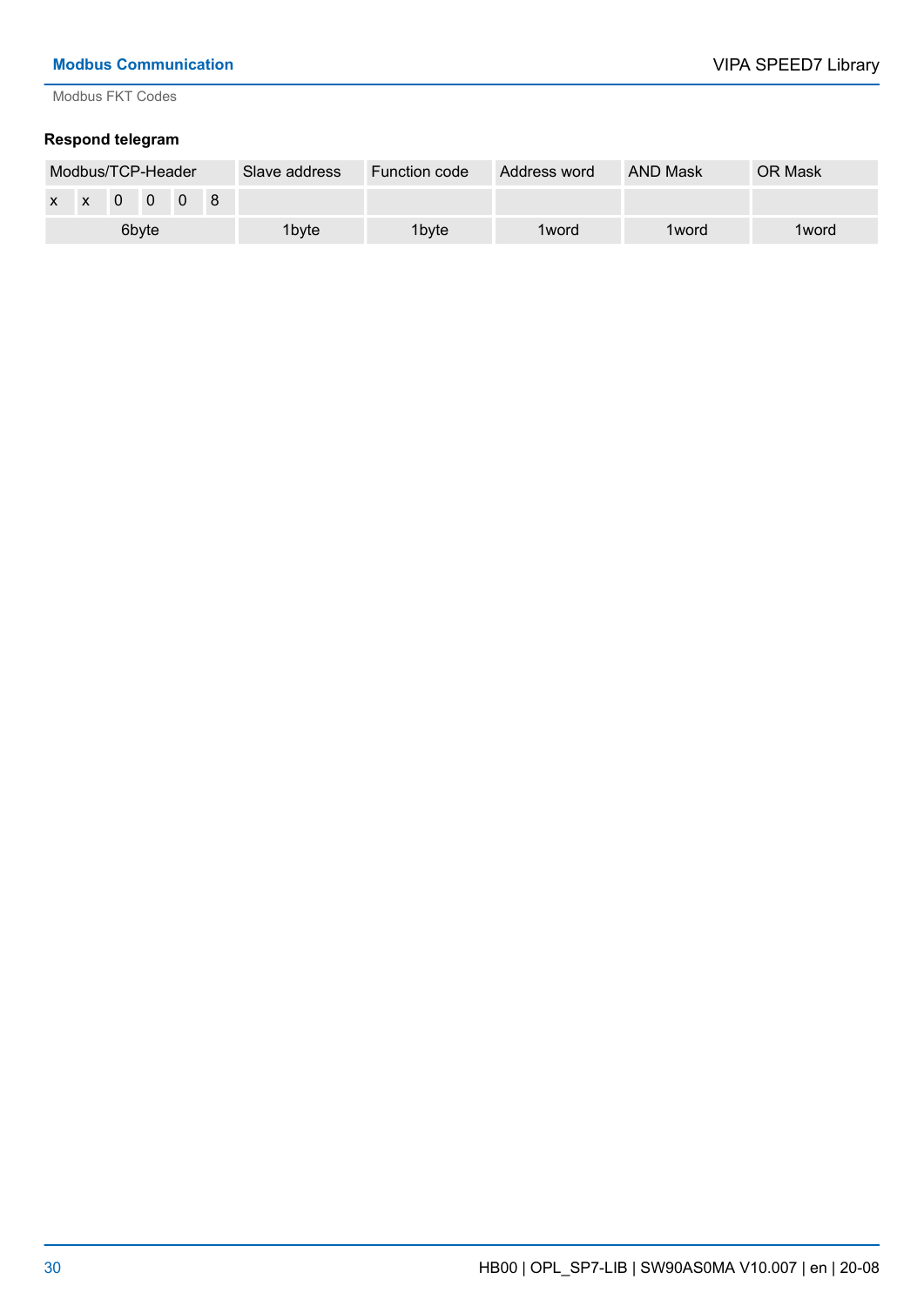**Respond telegram**

| Modbus/TCP-Header | | | | | | Slave address | Function code | Address word | AND Mask | OR Mask |
|---|---|---|---|---|---|---|---|---|---|---|
| x | x | 0 | 0 | 0 | 8 | | | | | |
| 6byte | | | | | | 1byte | 1byte | 1word | 1word | 1word |